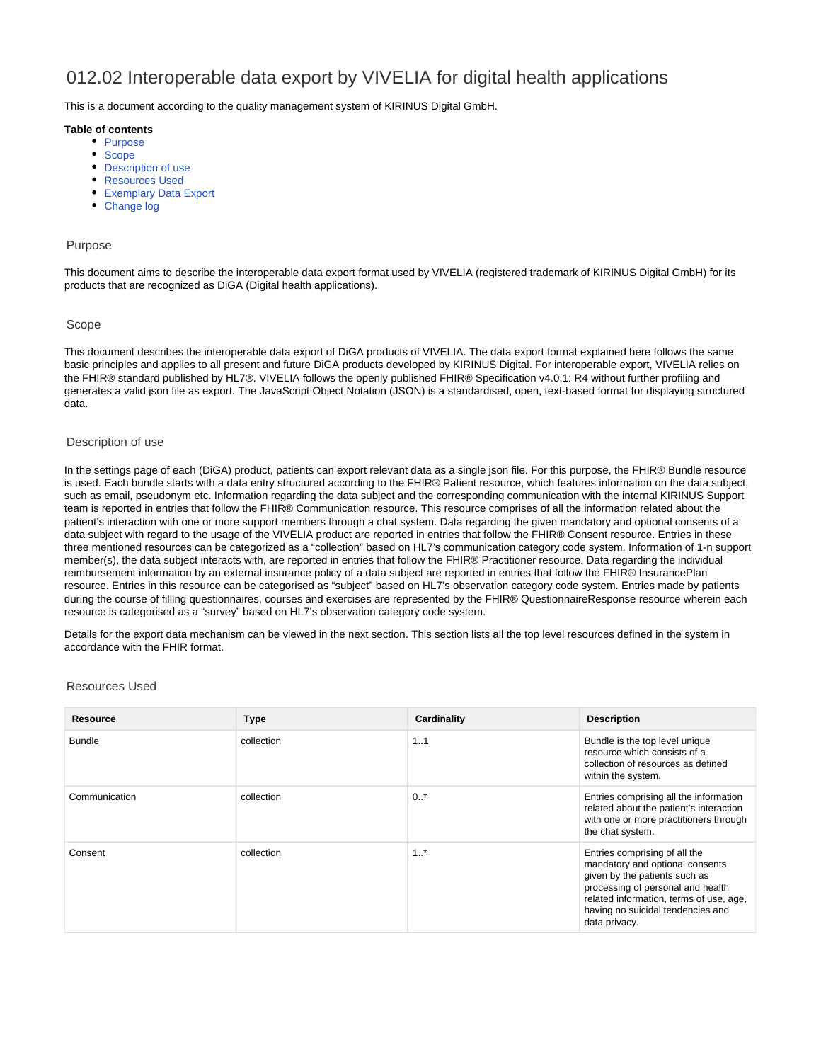# 012.02 Interoperable data export by VIVELIA for digital health applications

This is a document according to the quality management system of KIRINUS Digital GmbH.

**Table of contents**

- Purpose
- Scope
- Description of use
- Resources Used
- Exemplary Data Export
- Change log

## Purpose

This document aims to describe the interoperable data export format used by VIVELIA (registered trademark of KIRINUS Digital GmbH) for its products that are recognized as DiGA (Digital health applications).

## Scope

This document describes the interoperable data export of DiGA products of VIVELIA. The data export format explained here follows the same basic principles and applies to all present and future DiGA products developed by KIRINUS Digital. For interoperable export, VIVELIA relies on the FHIR® standard published by HL7®. VIVELIA follows the openly published FHIR® Specification v4.0.1: R4 without further profiling and generates a valid json file as export. The JavaScript Object Notation (JSON) is a standardised, open, text-based format for displaying structured data.

## Description of use

In the settings page of each (DiGA) product, patients can export relevant data as a single json file. For this purpose, the FHIR® Bundle resource is used. Each bundle starts with a data entry structured according to the FHIR® Patient resource, which features information on the data subject, such as email, pseudonym etc. Information regarding the data subject and the corresponding communication with the internal KIRINUS Support team is reported in entries that follow the FHIR® Communication resource. This resource comprises of all the information related about the patient's interaction with one or more support members through a chat system. Data regarding the given mandatory and optional consents of a data subject with regard to the usage of the VIVELIA product are reported in entries that follow the FHIR® Consent resource. Entries in these three mentioned resources can be categorized as a "collection" based on HL7's communication category code system. Information of 1-n support member(s), the data subject interacts with, are reported in entries that follow the FHIR® Practitioner resource. Data regarding the individual reimbursement information by an external insurance policy of a data subject are reported in entries that follow the FHIR® InsurancePlan resource. Entries in this resource can be categorised as "subject" based on HL7's observation category code system. Entries made by patients during the course of filling questionnaires, courses and exercises are represented by the FHIR® QuestionnaireResponse resource wherein each resource is categorised as a "survey" based on HL7's observation category code system.

Details for the export data mechanism can be viewed in the next section. This section lists all the top level resources defined in the system in accordance with the FHIR format.

## Resources Used

| Resource | Type | Cardinality | Description |
|---|---|---|---|
| Bundle | collection | 1..1 | Bundle is the top level unique resource which consists of a collection of resources as defined within the system. |
| Communication | collection | 0..* | Entries comprising all the information related about the patient's interaction with one or more practitioners through the chat system. |
| Consent | collection | 1..* | Entries comprising of all the mandatory and optional consents given by the patients such as processing of personal and health related information, terms of use, age, having no suicidal tendencies and data privacy. |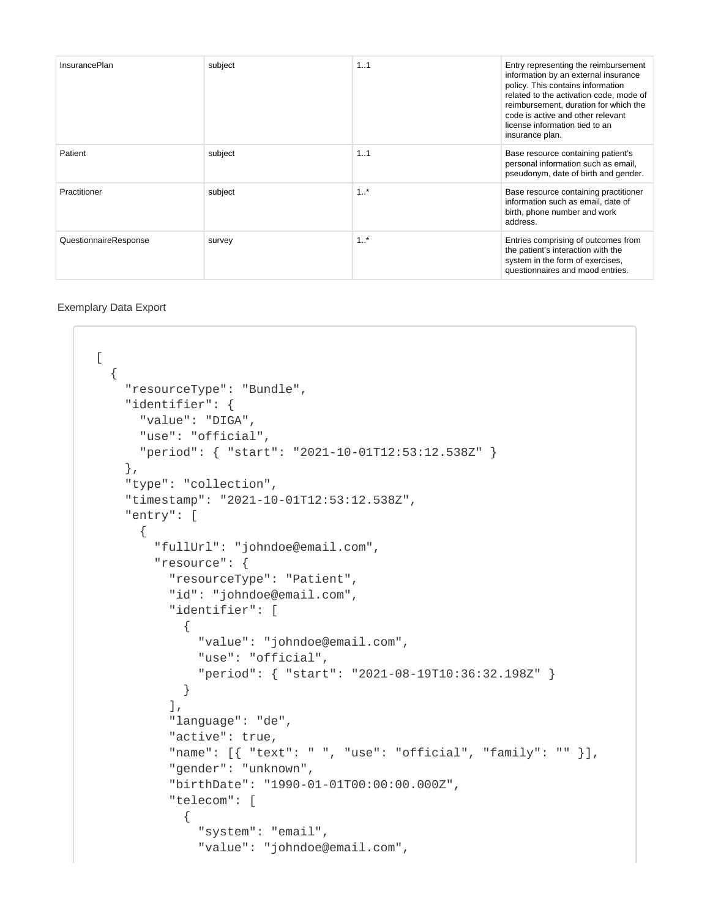| InsurancePlan | subject | 1..1 | Entry representing the reimbursement information by an external insurance policy. This contains information related to the activation code, mode of reimbursement, duration for which the code is active and other relevant license information tied to an insurance plan. |
|---|---|---|---|
| Patient | subject | 1..1 | Base resource containing patient's personal information such as email, pseudonym, date of birth and gender. |
| Practitioner | subject | 1..* | Base resource containing practitioner information such as email, date of birth, phone number and work address. |
| QuestionnaireResponse | survey | 1..* | Entries comprising of outcomes from the patient's interaction with the system in the form of exercises, questionnaires and mood entries. |

Exemplary Data Export

```
[
  {
    "resourceType": "Bundle",
    "identifier": {
      "value": "DIGA",
      "use": "official",
      "period": { "start": "2021-10-01T12:53:12.538Z" }
    },
    "type": "collection",
    "timestamp": "2021-10-01T12:53:12.538Z",
    "entry": [
      {
        "fullUrl": "johndoe@email.com",
        "resource": {
          "resourceType": "Patient",
          "id": "johndoe@email.com",
          "identifier": [
            {
              "value": "johndoe@email.com",
              "use": "official",
              "period": { "start": "2021-08-19T10:36:32.198Z" }
            }
          ],
          "language": "de",
          "active": true,
          "name": [{ "text": " ", "use": "official", "family": "" }],
          "gender": "unknown",
          "birthDate": "1990-01-01T00:00:00.000Z",
          "telecom": [
            {
              "system": "email",
              "value": "johndoe@email.com",
```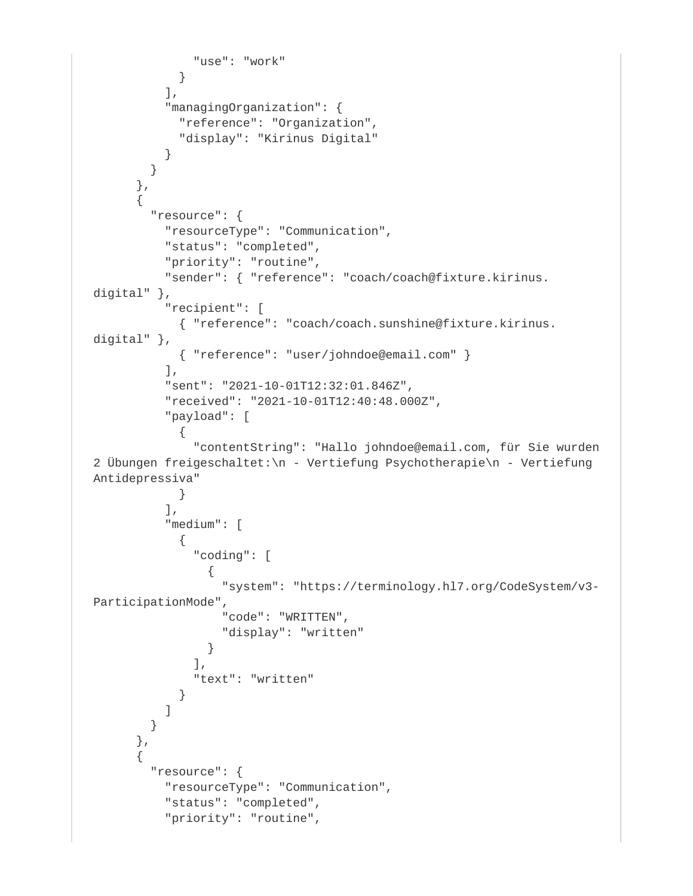```
              "use": "work"
            }
          ],
          "managingOrganization": {
            "reference": "Organization",
            "display": "Kirinus Digital"
          }
        }
      },
      {
        "resource": {
          "resourceType": "Communication",
          "status": "completed",
          "priority": "routine",
          "sender": { "reference": "coach/coach@fixture.kirinus.digital" },
          "recipient": [
            { "reference": "coach/coach.sunshine@fixture.kirinus.digital" },
            { "reference": "user/johndoe@email.com" }
          ],
          "sent": "2021-10-01T12:32:01.846Z",
          "received": "2021-10-01T12:40:48.000Z",
          "payload": [
            {
              "contentString": "Hallo johndoe@email.com, für Sie wurden 2 Übungen freigeschaltet:\n - Vertiefung Psychotherapie\n - Vertiefung Antidepressiva"
            }
          ],
          "medium": [
            {
              "coding": [
                {
                  "system": "https://terminology.hl7.org/CodeSystem/v3-ParticipationMode",
                  "code": "WRITTEN",
                  "display": "written"
                }
              ],
              "text": "written"
            }
          ]
        }
      },
      {
        "resource": {
          "resourceType": "Communication",
          "status": "completed",
          "priority": "routine",
```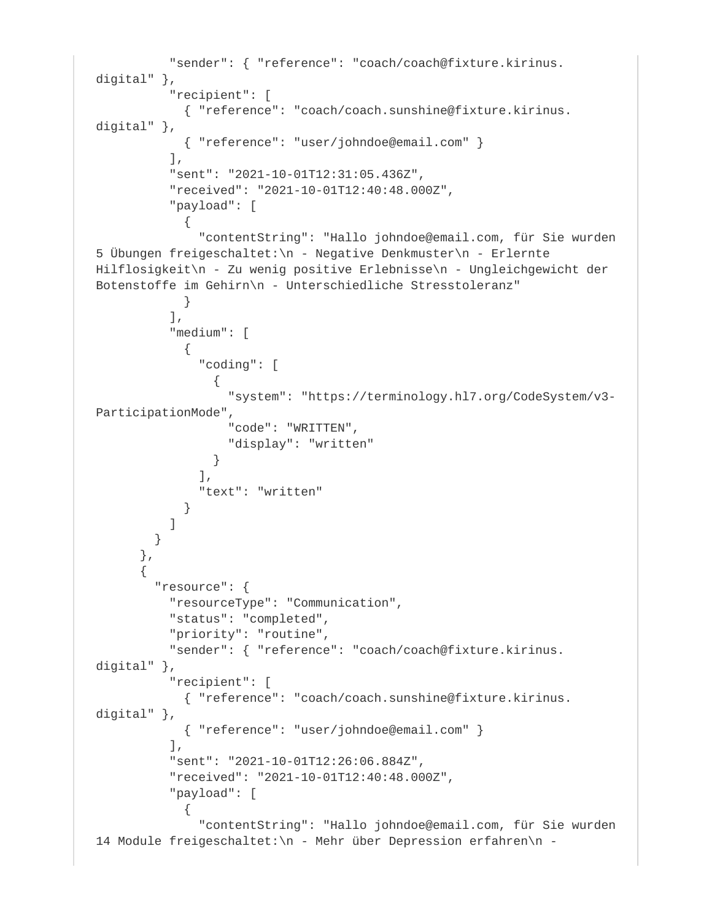```
          "sender": { "reference": "coach/coach@fixture.kirinus.
digital" },
          "recipient": [
            { "reference": "coach/coach.sunshine@fixture.kirinus.
digital" },
            { "reference": "user/johndoe@email.com" }
          ],
          "sent": "2021-10-01T12:31:05.436Z",
          "received": "2021-10-01T12:40:48.000Z",
          "payload": [
            {
              "contentString": "Hallo johndoe@email.com, für Sie wurden
5 Übungen freigeschaltet:\n - Negative Denkmuster\n - Erlernte
Hilflosigkeit\n - Zu wenig positive Erlebnisse\n - Ungleichgewicht der
Botenstoffe im Gehirn\n - Unterschiedliche Stresstoleranz"
            }
          ],
          "medium": [
            {
              "coding": [
                {
                  "system": "https://terminology.hl7.org/CodeSystem/v3-
ParticipationMode",
                  "code": "WRITTEN",
                  "display": "written"
                }
              ],
              "text": "written"
            }
          ]
        }
      },
      {
        "resource": {
          "resourceType": "Communication",
          "status": "completed",
          "priority": "routine",
          "sender": { "reference": "coach/coach@fixture.kirinus.
digital" },
          "recipient": [
            { "reference": "coach/coach.sunshine@fixture.kirinus.
digital" },
            { "reference": "user/johndoe@email.com" }
          ],
          "sent": "2021-10-01T12:26:06.884Z",
          "received": "2021-10-01T12:40:48.000Z",
          "payload": [
            {
              "contentString": "Hallo johndoe@email.com, für Sie wurden
14 Module freigeschaltet:\n - Mehr über Depression erfahren\n -
```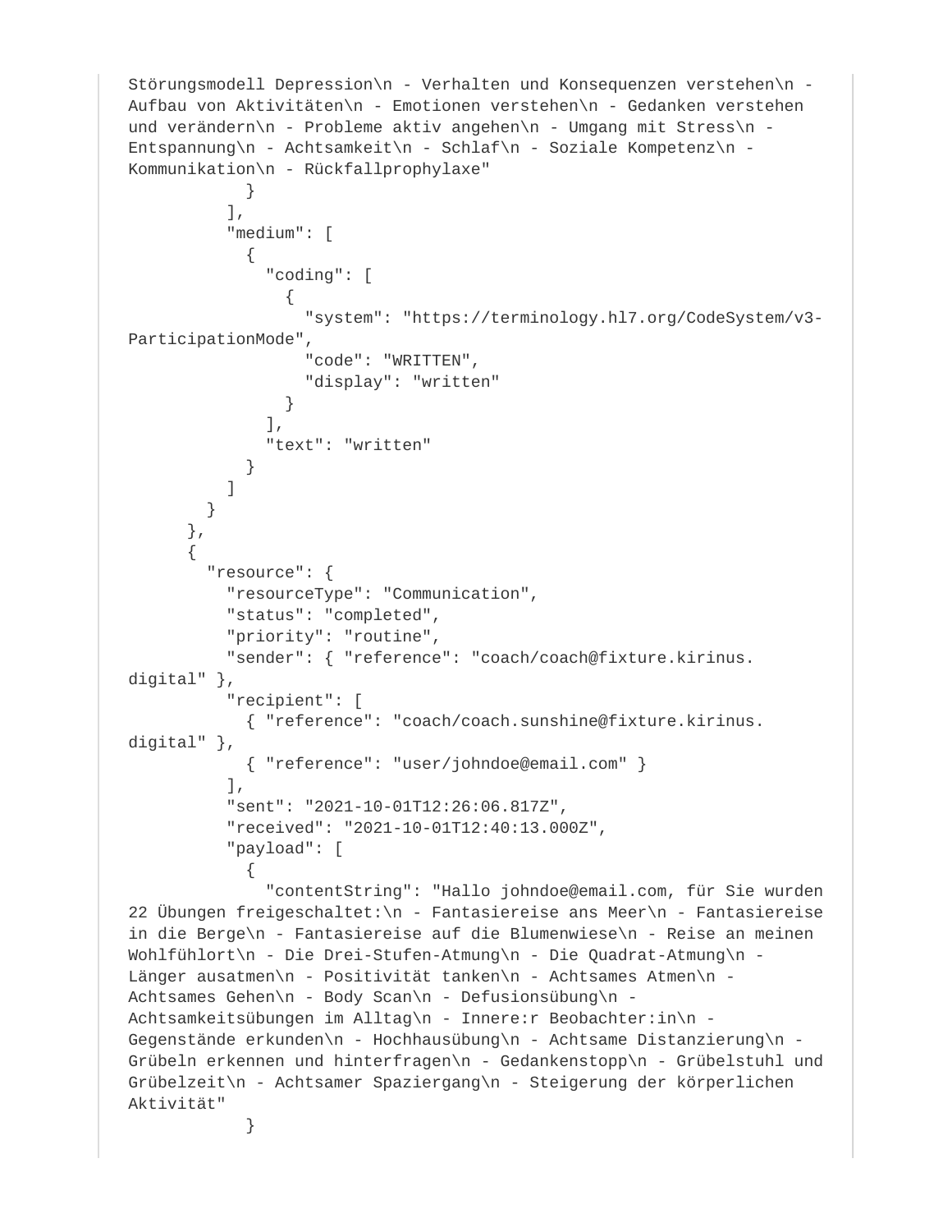```
Störungsmodell Depression\n - Verhalten und Konsequenzen verstehen\n - Aufbau von Aktivitäten\n - Emotionen verstehen\n - Gedanken verstehen und verändern\n - Probleme aktiv angehen\n - Umgang mit Stress\n - Entspannung\n - Achtsamkeit\n - Schlaf\n - Soziale Kompetenz\n - Kommunikation\n - Rückfallprophylaxe"
            }
          ],
          "medium": [
            {
              "coding": [
                {
                  "system": "https://terminology.hl7.org/CodeSystem/v3-ParticipationMode",
                  "code": "WRITTEN",
                  "display": "written"
                }
              ],
              "text": "written"
            }
          ]
        }
      },
      {
        "resource": {
          "resourceType": "Communication",
          "status": "completed",
          "priority": "routine",
          "sender": { "reference": "coach/coach@fixture.kirinus.digital" },
          "recipient": [
            { "reference": "coach/coach.sunshine@fixture.kirinus.digital" },
            { "reference": "user/johndoe@email.com" }
          ],
          "sent": "2021-10-01T12:26:06.817Z",
          "received": "2021-10-01T12:40:13.000Z",
          "payload": [
            {
              "contentString": "Hallo johndoe@email.com, für Sie wurden 22 Übungen freigeschaltet:\n - Fantasiereise ans Meer\n - Fantasiereise in die Berge\n - Fantasiereise auf die Blumenwiese\n - Reise an meinen Wohlfühlort\n - Die Drei-Stufen-Atmung\n - Die Quadrat-Atmung\n - Länger ausatmen\n - Positivität tanken\n - Achtsames Atmen\n - Achtsames Gehen\n - Body Scan\n - Defusionsübung\n - Achtsamkeitsübungen im Alltag\n - Innere:r Beobachter:in\n - Gegenstände erkunden\n - Hochhausübung\n - Achtsame Distanzierung\n - Grübeln erkennen und hinterfragen\n - Gedankenstopp\n - Grübelstuhl und Grübelzeit\n - Achtsamer Spaziergang\n - Steigerung der körperlichen Aktivität"
            }
```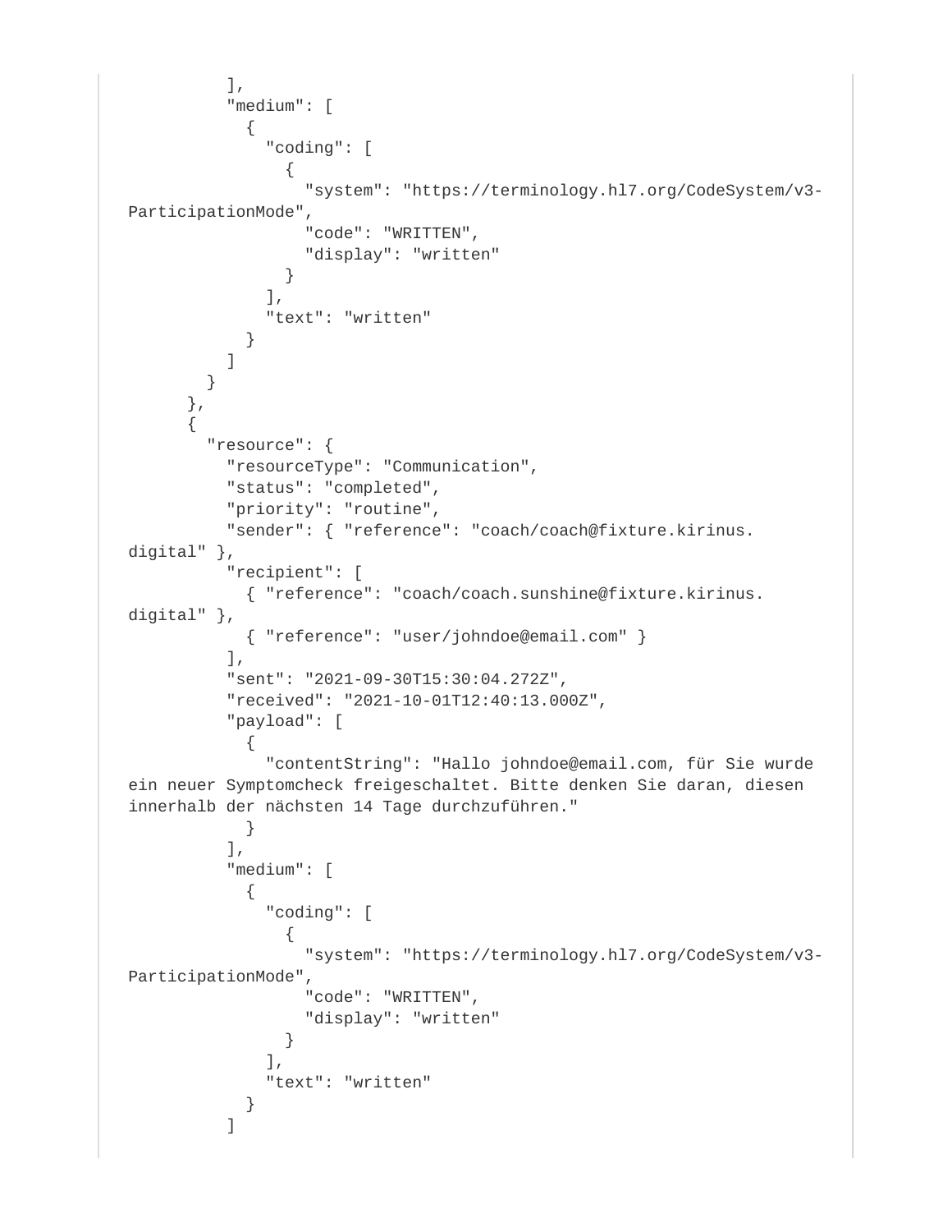```
          ],
          "medium": [
            {
              "coding": [
                {
                  "system": "https://terminology.hl7.org/CodeSystem/v3-ParticipationMode",
                  "code": "WRITTEN",
                  "display": "written"
                }
              ],
              "text": "written"
            }
          ]
        }
      },
      {
        "resource": {
          "resourceType": "Communication",
          "status": "completed",
          "priority": "routine",
          "sender": { "reference": "coach/coach@fixture.kirinus.digital" },
          "recipient": [
            { "reference": "coach/coach.sunshine@fixture.kirinus.digital" },
            { "reference": "user/johndoe@email.com" }
          ],
          "sent": "2021-09-30T15:30:04.272Z",
          "received": "2021-10-01T12:40:13.000Z",
          "payload": [
            {
              "contentString": "Hallo johndoe@email.com, für Sie wurde ein neuer Symptomcheck freigeschaltet. Bitte denken Sie daran, diesen innerhalb der nächsten 14 Tage durchzuführen."
            }
          ],
          "medium": [
            {
              "coding": [
                {
                  "system": "https://terminology.hl7.org/CodeSystem/v3-ParticipationMode",
                  "code": "WRITTEN",
                  "display": "written"
                }
              ],
              "text": "written"
            }
          ]
```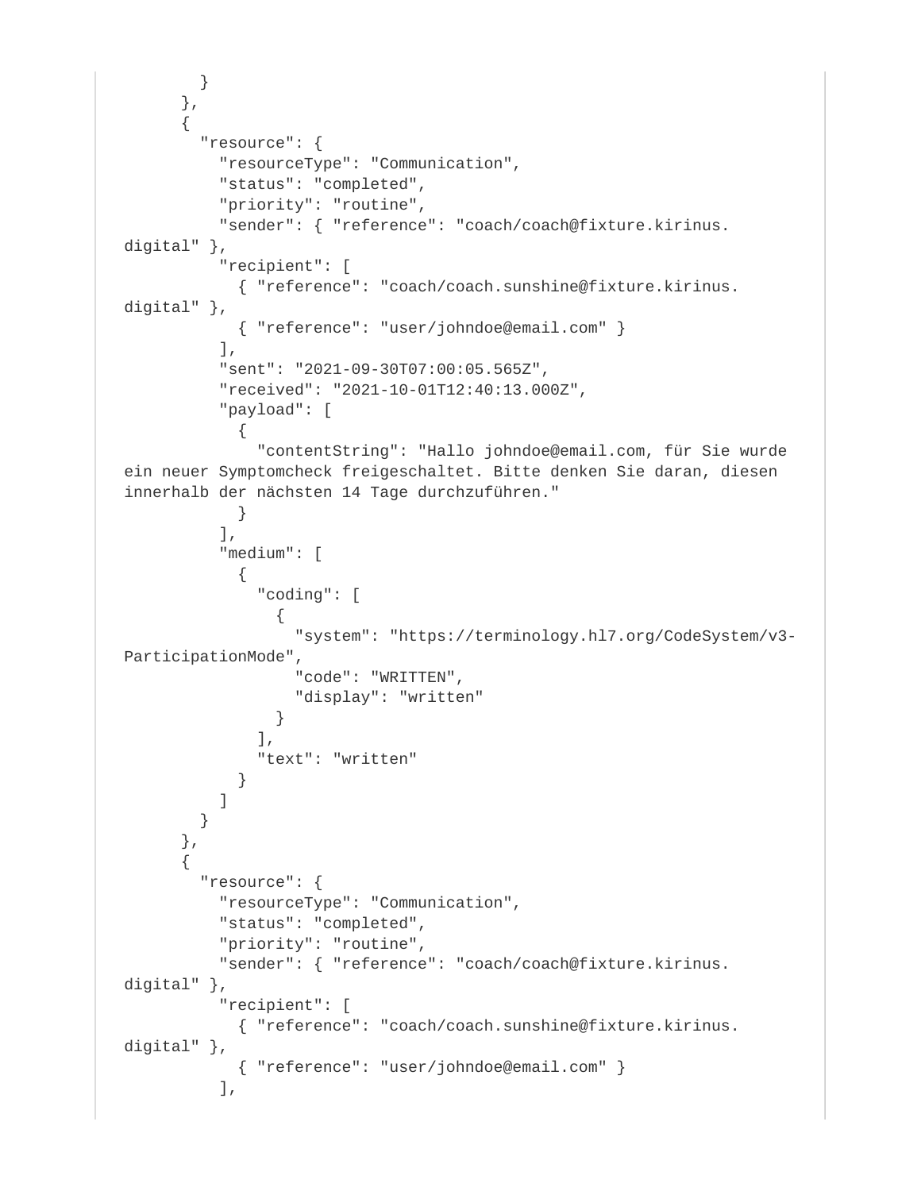```
        }
      },
      {
        "resource": {
          "resourceType": "Communication",
          "status": "completed",
          "priority": "routine",
          "sender": { "reference": "coach/coach@fixture.kirinus.
digital" },
          "recipient": [
            { "reference": "coach/coach.sunshine@fixture.kirinus.
digital" },
            { "reference": "user/johndoe@email.com" }
          ],
          "sent": "2021-09-30T07:00:05.565Z",
          "received": "2021-10-01T12:40:13.000Z",
          "payload": [
            {
              "contentString": "Hallo johndoe@email.com, für Sie wurde
ein neuer Symptomcheck freigeschaltet. Bitte denken Sie daran, diesen
innerhalb der nächsten 14 Tage durchzuführen."
            }
          ],
          "medium": [
            {
              "coding": [
                {
                  "system": "https://terminology.hl7.org/CodeSystem/v3-
ParticipationMode",
                  "code": "WRITTEN",
                  "display": "written"
                }
              ],
              "text": "written"
            }
          ]
        }
      },
      {
        "resource": {
          "resourceType": "Communication",
          "status": "completed",
          "priority": "routine",
          "sender": { "reference": "coach/coach@fixture.kirinus.
digital" },
          "recipient": [
            { "reference": "coach/coach.sunshine@fixture.kirinus.
digital" },
            { "reference": "user/johndoe@email.com" }
          ],
```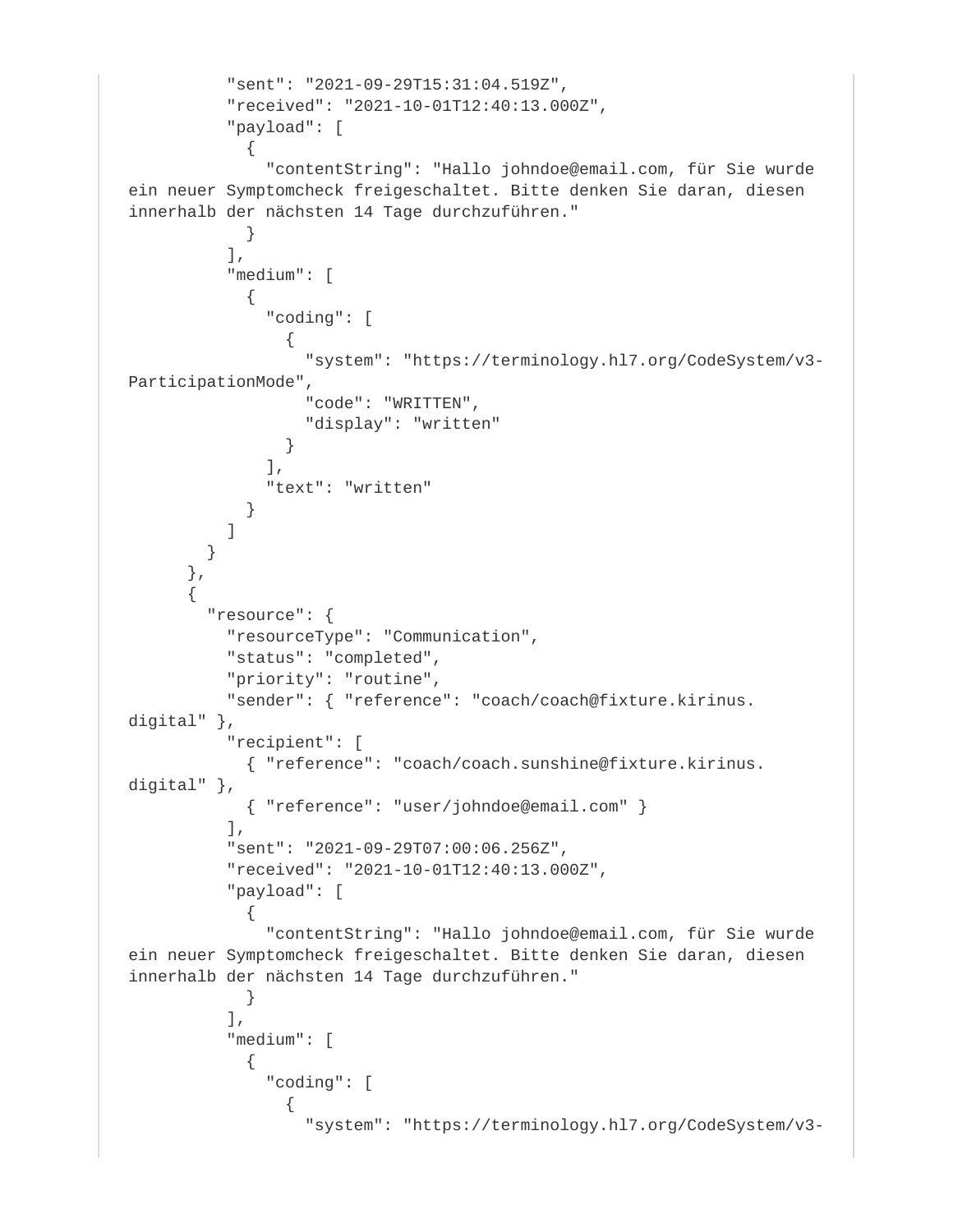```
          "sent": "2021-09-29T15:31:04.519Z",
          "received": "2021-10-01T12:40:13.000Z",
          "payload": [
            {
              "contentString": "Hallo johndoe@email.com, für Sie wurde
ein neuer Symptomcheck freigeschaltet. Bitte denken Sie daran, diesen
innerhalb der nächsten 14 Tage durchzuführen."
            }
          ],
          "medium": [
            {
              "coding": [
                {
                  "system": "https://terminology.hl7.org/CodeSystem/v3-
ParticipationMode",
                  "code": "WRITTEN",
                  "display": "written"
                }
              ],
              "text": "written"
            }
          ]
        }
      },
      {
        "resource": {
          "resourceType": "Communication",
          "status": "completed",
          "priority": "routine",
          "sender": { "reference": "coach/coach@fixture.kirinus.
digital" },
          "recipient": [
            { "reference": "coach/coach.sunshine@fixture.kirinus.
digital" },
            { "reference": "user/johndoe@email.com" }
          ],
          "sent": "2021-09-29T07:00:06.256Z",
          "received": "2021-10-01T12:40:13.000Z",
          "payload": [
            {
              "contentString": "Hallo johndoe@email.com, für Sie wurde
ein neuer Symptomcheck freigeschaltet. Bitte denken Sie daran, diesen
innerhalb der nächsten 14 Tage durchzuführen."
            }
          ],
          "medium": [
            {
              "coding": [
                {
                  "system": "https://terminology.hl7.org/CodeSystem/v3-
```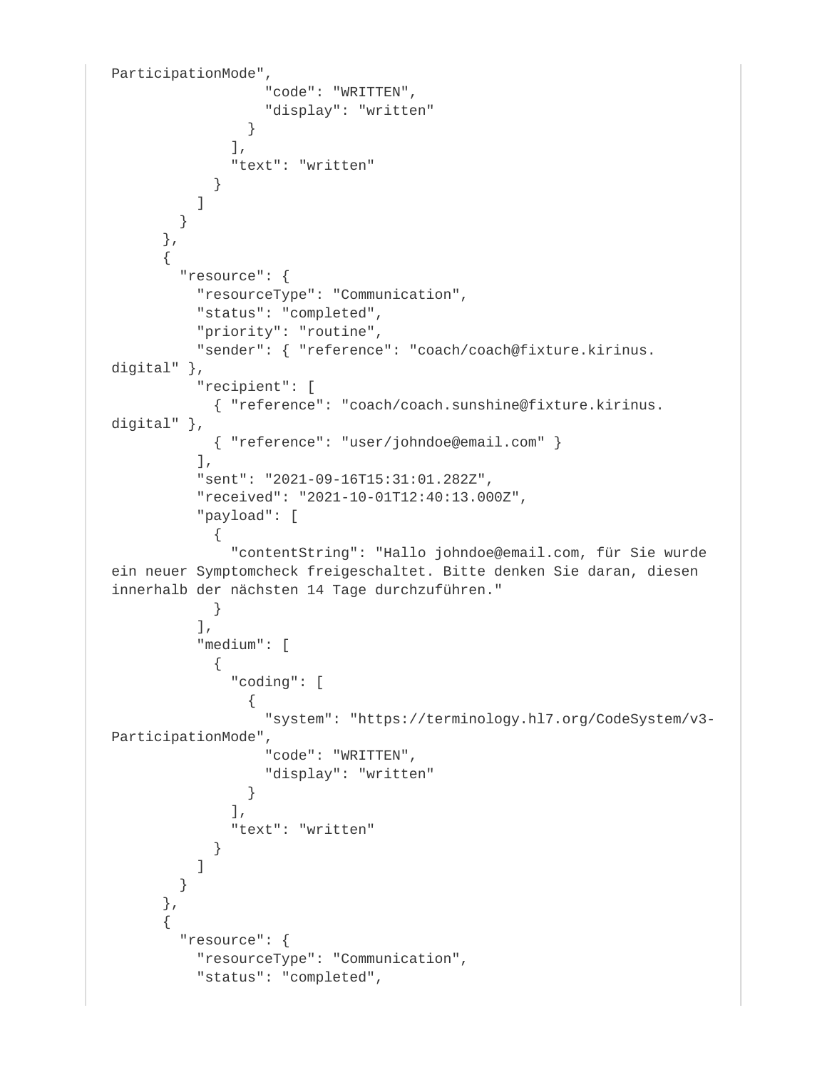```
ParticipationMode",
                  "code": "WRITTEN",
                  "display": "written"
                }
              ],
              "text": "written"
            }
          ]
        }
      },
      {
        "resource": {
          "resourceType": "Communication",
          "status": "completed",
          "priority": "routine",
          "sender": { "reference": "coach/coach@fixture.kirinus.
digital" },
          "recipient": [
            { "reference": "coach/coach.sunshine@fixture.kirinus.
digital" },
            { "reference": "user/johndoe@email.com" }
          ],
          "sent": "2021-09-16T15:31:01.282Z",
          "received": "2021-10-01T12:40:13.000Z",
          "payload": [
            {
              "contentString": "Hallo johndoe@email.com, für Sie wurde
ein neuer Symptomcheck freigeschaltet. Bitte denken Sie daran, diesen
innerhalb der nächsten 14 Tage durchzuführen."
            }
          ],
          "medium": [
            {
              "coding": [
                {
                  "system": "https://terminology.hl7.org/CodeSystem/v3-
ParticipationMode",
                  "code": "WRITTEN",
                  "display": "written"
                }
              ],
              "text": "written"
            }
          ]
        }
      },
      {
        "resource": {
          "resourceType": "Communication",
          "status": "completed",
```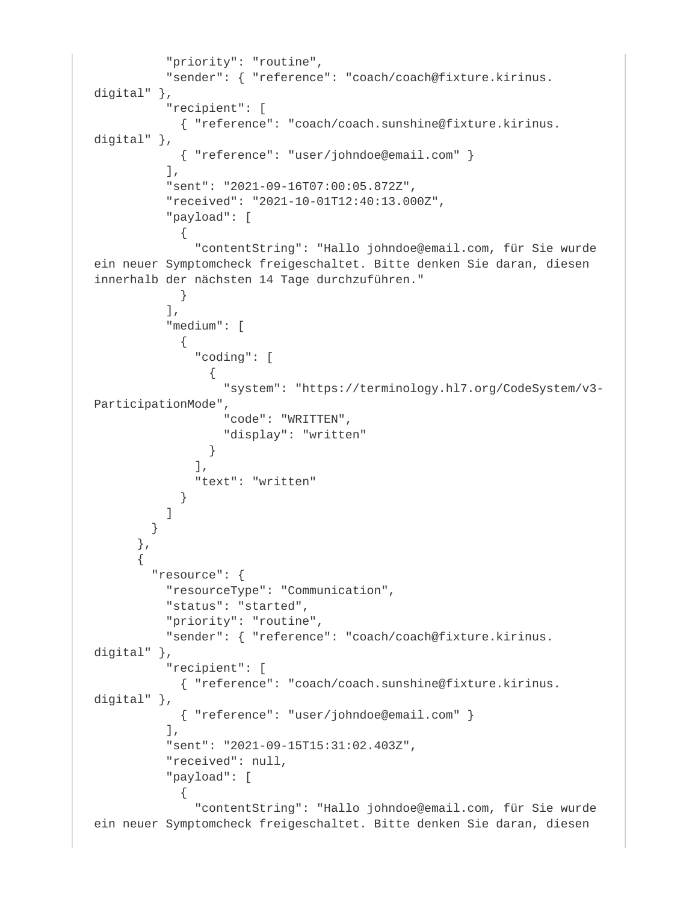```
          "priority": "routine",
          "sender": { "reference": "coach/coach@fixture.kirinus.
digital" },
          "recipient": [
            { "reference": "coach/coach.sunshine@fixture.kirinus.
digital" },
            { "reference": "user/johndoe@email.com" }
          ],
          "sent": "2021-09-16T07:00:05.872Z",
          "received": "2021-10-01T12:40:13.000Z",
          "payload": [
            {
              "contentString": "Hallo johndoe@email.com, für Sie wurde
ein neuer Symptomcheck freigeschaltet. Bitte denken Sie daran, diesen
innerhalb der nächsten 14 Tage durchzuführen."
            }
          ],
          "medium": [
            {
              "coding": [
                {
                  "system": "https://terminology.hl7.org/CodeSystem/v3-
ParticipationMode",
                  "code": "WRITTEN",
                  "display": "written"
                }
              ],
              "text": "written"
            }
          ]
        }
      },
      {
        "resource": {
          "resourceType": "Communication",
          "status": "started",
          "priority": "routine",
          "sender": { "reference": "coach/coach@fixture.kirinus.
digital" },
          "recipient": [
            { "reference": "coach/coach.sunshine@fixture.kirinus.
digital" },
            { "reference": "user/johndoe@email.com" }
          ],
          "sent": "2021-09-15T15:31:02.403Z",
          "received": null,
          "payload": [
            {
              "contentString": "Hallo johndoe@email.com, für Sie wurde
ein neuer Symptomcheck freigeschaltet. Bitte denken Sie daran, diesen
```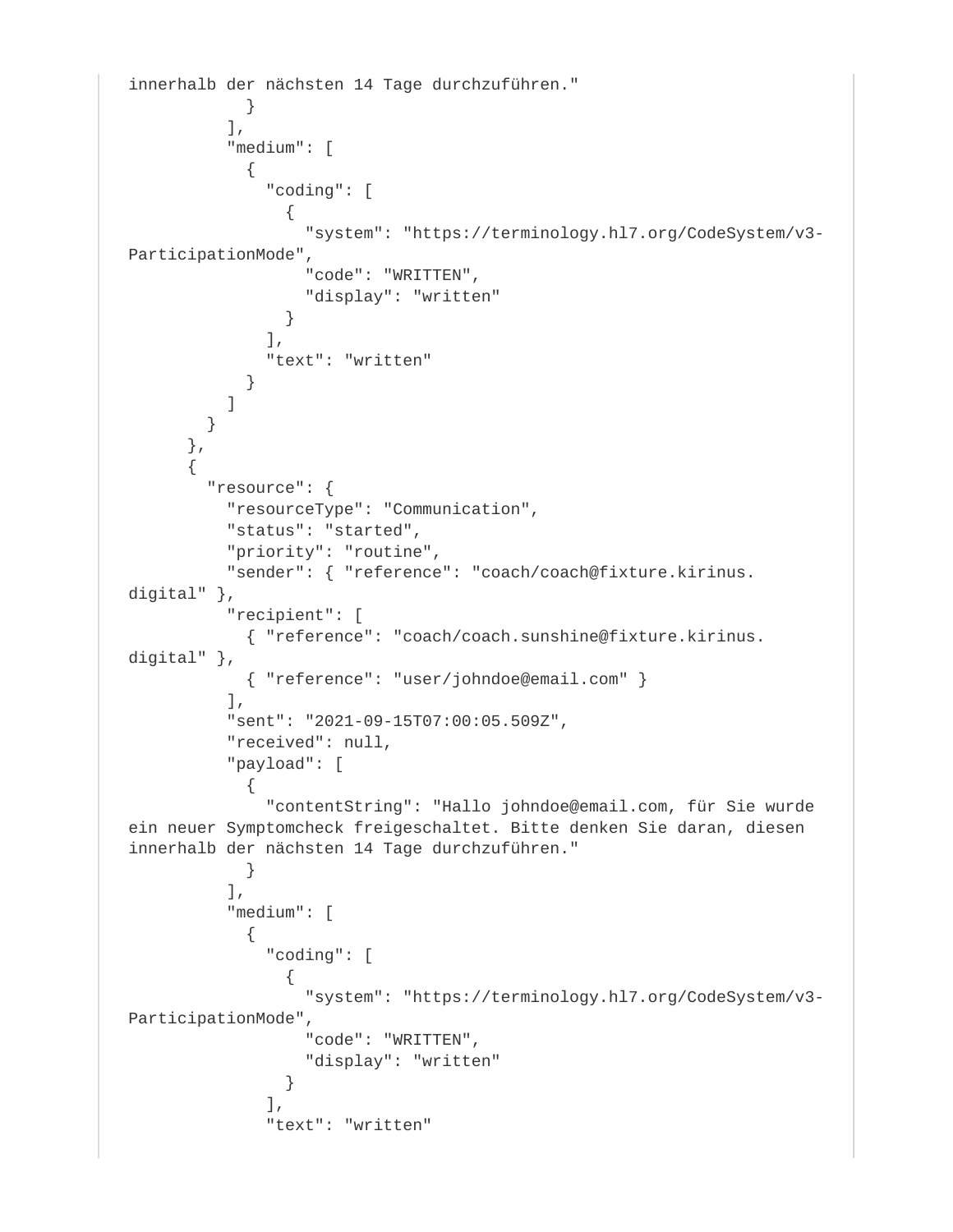```
innerhalb der nächsten 14 Tage durchzuführen."
            }
          ],
          "medium": [
            {
              "coding": [
                {
                  "system": "https://terminology.hl7.org/CodeSystem/v3-
ParticipationMode",
                  "code": "WRITTEN",
                  "display": "written"
                }
              ],
              "text": "written"
            }
          ]
        }
      },
      {
        "resource": {
          "resourceType": "Communication",
          "status": "started",
          "priority": "routine",
          "sender": { "reference": "coach/coach@fixture.kirinus.
digital" },
          "recipient": [
            { "reference": "coach/coach.sunshine@fixture.kirinus.
digital" },
            { "reference": "user/johndoe@email.com" }
          ],
          "sent": "2021-09-15T07:00:05.509Z",
          "received": null,
          "payload": [
            {
              "contentString": "Hallo johndoe@email.com, für Sie wurde
ein neuer Symptomcheck freigeschaltet. Bitte denken Sie daran, diesen
innerhalb der nächsten 14 Tage durchzuführen."
            }
          ],
          "medium": [
            {
              "coding": [
                {
                  "system": "https://terminology.hl7.org/CodeSystem/v3-
ParticipationMode",
                  "code": "WRITTEN",
                  "display": "written"
                }
              ],
              "text": "written"
```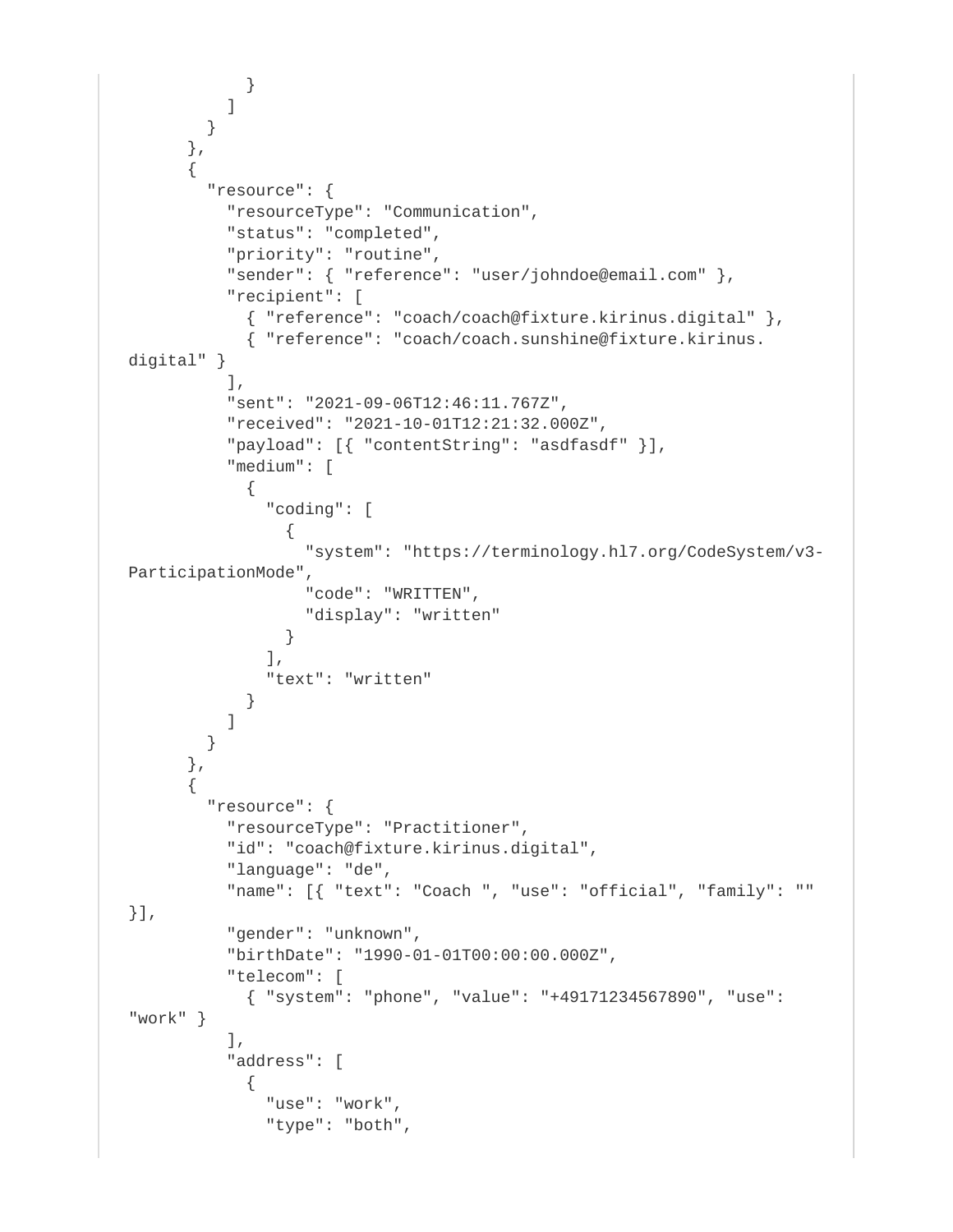```
          }
        ]
      }
    },
    {
      "resource": {
        "resourceType": "Communication",
        "status": "completed",
        "priority": "routine",
        "sender": { "reference": "user/johndoe@email.com" },
        "recipient": [
          { "reference": "coach/coach@fixture.kirinus.digital" },
          { "reference": "coach/coach.sunshine@fixture.kirinus.
digital" }
        ],
        "sent": "2021-09-06T12:46:11.767Z",
        "received": "2021-10-01T12:21:32.000Z",
        "payload": [{ "contentString": "asdfasdf" }],
        "medium": [
          {
            "coding": [
              {
                "system": "https://terminology.hl7.org/CodeSystem/v3-
ParticipationMode",
                "code": "WRITTEN",
                "display": "written"
              }
            ],
            "text": "written"
          }
        ]
      }
    },
    {
      "resource": {
        "resourceType": "Practitioner",
        "id": "coach@fixture.kirinus.digital",
        "language": "de",
        "name": [{ "text": "Coach ", "use": "official", "family": ""
}],
        "gender": "unknown",
        "birthDate": "1990-01-01T00:00:00.000Z",
        "telecom": [
          { "system": "phone", "value": "+49171234567890", "use":
"work" }
        ],
        "address": [
          {
            "use": "work",
            "type": "both",
```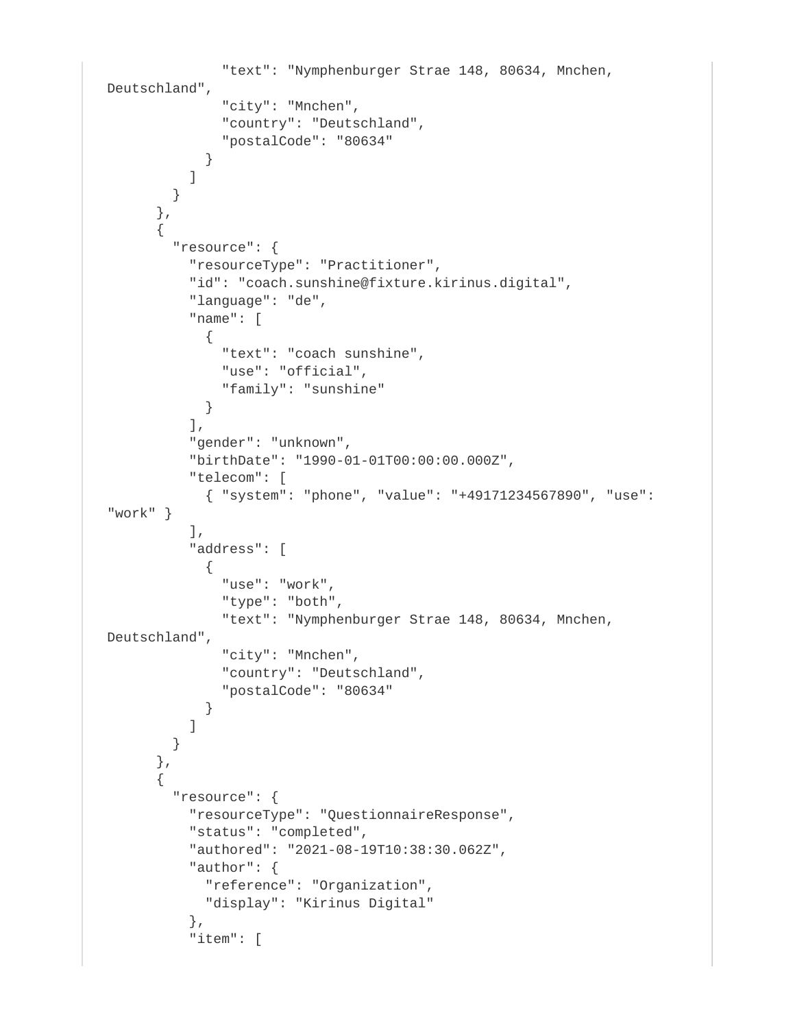```
            "text": "Nymphenburger Strae 148, 80634, Mnchen,
Deutschland",
            "city": "Mnchen",
            "country": "Deutschland",
            "postalCode": "80634"
          }
        ]
      }
    },
    {
      "resource": {
        "resourceType": "Practitioner",
        "id": "coach.sunshine@fixture.kirinus.digital",
        "language": "de",
        "name": [
          {
            "text": "coach sunshine",
            "use": "official",
            "family": "sunshine"
          }
        ],
        "gender": "unknown",
        "birthDate": "1990-01-01T00:00:00.000Z",
        "telecom": [
          { "system": "phone", "value": "+49171234567890", "use":
"work" }
        ],
        "address": [
          {
            "use": "work",
            "type": "both",
            "text": "Nymphenburger Strae 148, 80634, Mnchen,
Deutschland",
            "city": "Mnchen",
            "country": "Deutschland",
            "postalCode": "80634"
          }
        ]
      }
    },
    {
      "resource": {
        "resourceType": "QuestionnaireResponse",
        "status": "completed",
        "authored": "2021-08-19T10:38:30.062Z",
        "author": {
          "reference": "Organization",
          "display": "Kirinus Digital"
        },
        "item": [
```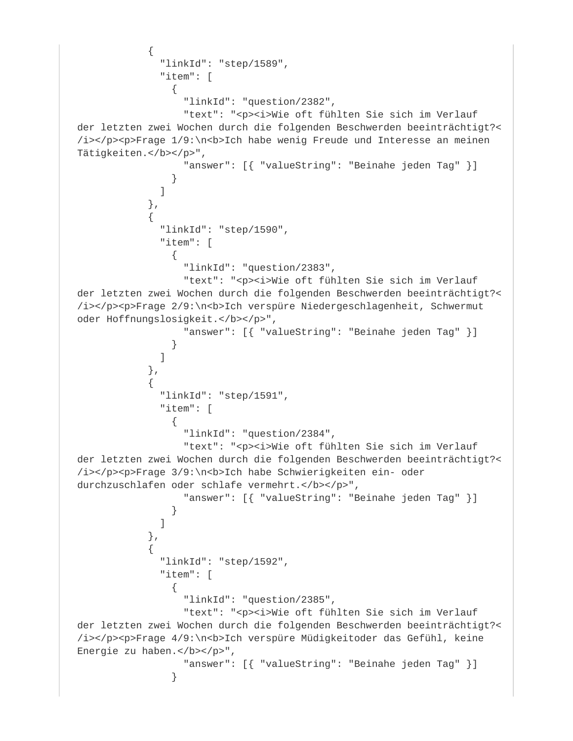```
            {
              "linkId": "step/1589",
              "item": [
                {
                  "linkId": "question/2382",
                  "text": "<p><i>Wie oft fühlten Sie sich im Verlauf der letzten zwei Wochen durch die folgenden Beschwerden beeinträchtigt?</i></p><p>Frage 1/9:\n<b>Ich habe wenig Freude und Interesse an meinen Tätigkeiten.</b></p>",
                  "answer": [{ "valueString": "Beinahe jeden Tag" }]
                }
              ]
            },
            {
              "linkId": "step/1590",
              "item": [
                {
                  "linkId": "question/2383",
                  "text": "<p><i>Wie oft fühlten Sie sich im Verlauf der letzten zwei Wochen durch die folgenden Beschwerden beeinträchtigt?</i></p><p>Frage 2/9:\n<b>Ich verspüre Niedergeschlagenheit, Schwermut oder Hoffnungslosigkeit.</b></p>",
                  "answer": [{ "valueString": "Beinahe jeden Tag" }]
                }
              ]
            },
            {
              "linkId": "step/1591",
              "item": [
                {
                  "linkId": "question/2384",
                  "text": "<p><i>Wie oft fühlten Sie sich im Verlauf der letzten zwei Wochen durch die folgenden Beschwerden beeinträchtigt?</i></p><p>Frage 3/9:\n<b>Ich habe Schwierigkeiten ein- oder durchzuschlafen oder schlafe vermehrt.</b></p>",
                  "answer": [{ "valueString": "Beinahe jeden Tag" }]
                }
              ]
            },
            {
              "linkId": "step/1592",
              "item": [
                {
                  "linkId": "question/2385",
                  "text": "<p><i>Wie oft fühlten Sie sich im Verlauf der letzten zwei Wochen durch die folgenden Beschwerden beeinträchtigt?</i></p><p>Frage 4/9:\n<b>Ich verspüre Müdigkeitoder das Gefühl, keine Energie zu haben.</b></p>",
                  "answer": [{ "valueString": "Beinahe jeden Tag" }]
                }
```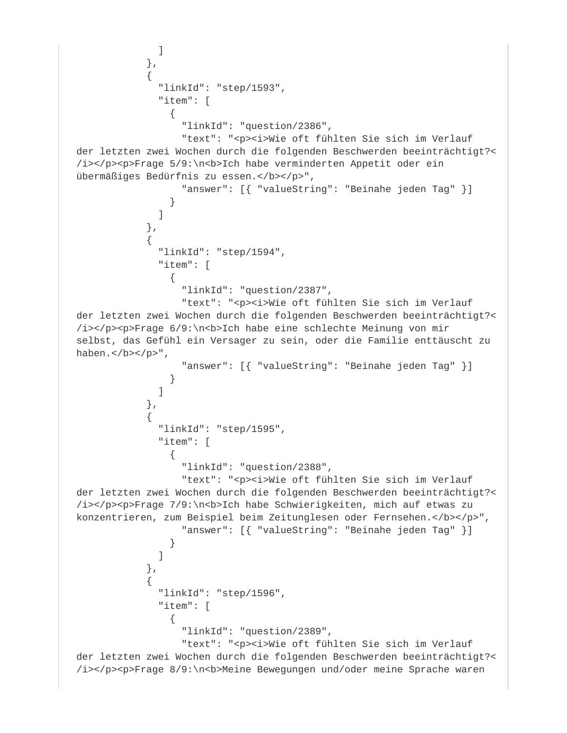```
          ]
        },
        {
          "linkId": "step/1593",
          "item": [
            {
              "linkId": "question/2386",
              "text": "<p><i>Wie oft fühlten Sie sich im Verlauf der letzten zwei Wochen durch die folgenden Beschwerden beeinträchtigt?</i></p><p>Frage 5/9:\n<b>Ich habe verminderten Appetit oder ein übermäßiges Bedürfnis zu essen.</b></p>",
              "answer": [{ "valueString": "Beinahe jeden Tag" }]
            }
          ]
        },
        {
          "linkId": "step/1594",
          "item": [
            {
              "linkId": "question/2387",
              "text": "<p><i>Wie oft fühlten Sie sich im Verlauf der letzten zwei Wochen durch die folgenden Beschwerden beeinträchtigt?</i></p><p>Frage 6/9:\n<b>Ich habe eine schlechte Meinung von mir selbst, das Gefühl ein Versager zu sein, oder die Familie enttäuscht zu haben.</b></p>",
              "answer": [{ "valueString": "Beinahe jeden Tag" }]
            }
          ]
        },
        {
          "linkId": "step/1595",
          "item": [
            {
              "linkId": "question/2388",
              "text": "<p><i>Wie oft fühlten Sie sich im Verlauf der letzten zwei Wochen durch die folgenden Beschwerden beeinträchtigt?</i></p><p>Frage 7/9:\n<b>Ich habe Schwierigkeiten, mich auf etwas zu konzentrieren, zum Beispiel beim Zeitunglesen oder Fernsehen.</b></p>",
              "answer": [{ "valueString": "Beinahe jeden Tag" }]
            }
          ]
        },
        {
          "linkId": "step/1596",
          "item": [
            {
              "linkId": "question/2389",
              "text": "<p><i>Wie oft fühlten Sie sich im Verlauf der letzten zwei Wochen durch die folgenden Beschwerden beeinträchtigt?</i></p><p>Frage 8/9:\n<b>Meine Bewegungen und/oder meine Sprache waren
```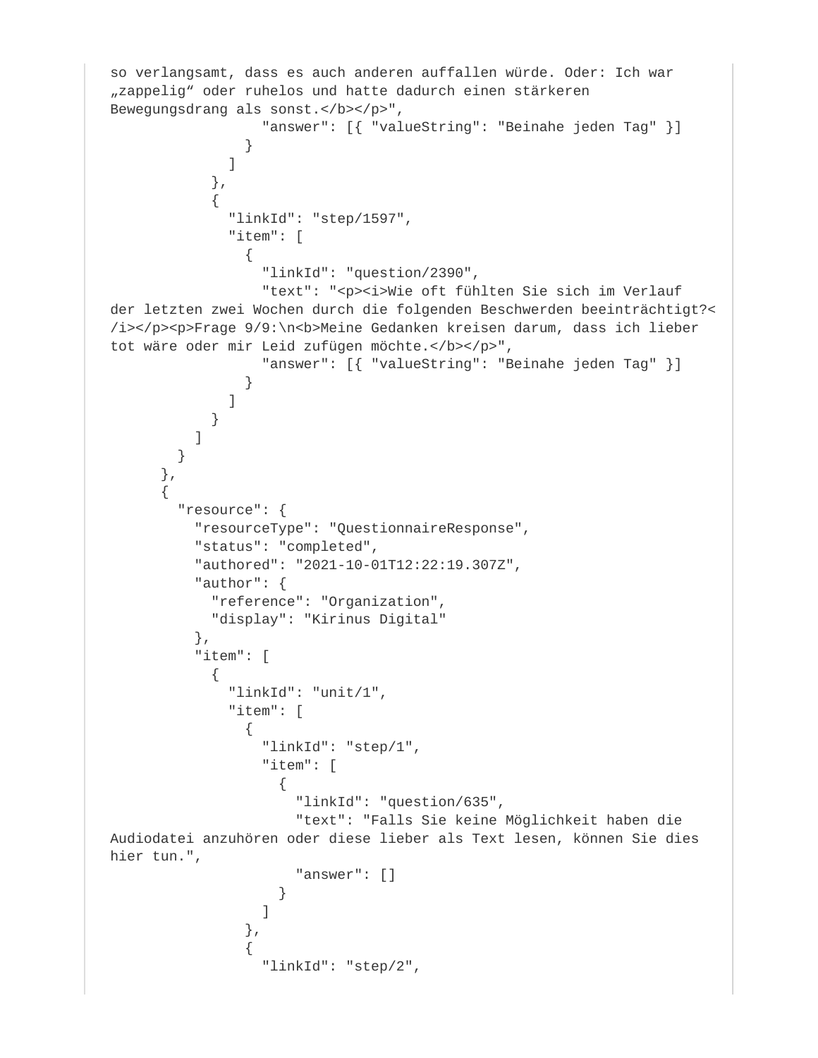```
so verlangsamt, dass es auch anderen auffallen würde. Oder: Ich war
„zappelig“ oder ruhelos und hatte dadurch einen stärkeren
Bewegungsdrang als sonst.</b></p>",
                  "answer": [{ "valueString": "Beinahe jeden Tag" }]
                }
              ]
            },
            {
              "linkId": "step/1597",
              "item": [
                {
                  "linkId": "question/2390",
                  "text": "<p><i>Wie oft fühlten Sie sich im Verlauf
der letzten zwei Wochen durch die folgenden Beschwerden beeinträchtigt?<
/i></p><p>Frage 9/9:\n<b>Meine Gedanken kreisen darum, dass ich lieber
tot wäre oder mir Leid zufügen möchte.</b></p>",
                  "answer": [{ "valueString": "Beinahe jeden Tag" }]
                }
              ]
            }
          ]
        }
      },
      {
        "resource": {
          "resourceType": "QuestionnaireResponse",
          "status": "completed",
          "authored": "2021-10-01T12:22:19.307Z",
          "author": {
            "reference": "Organization",
            "display": "Kirinus Digital"
          },
          "item": [
            {
              "linkId": "unit/1",
              "item": [
                {
                  "linkId": "step/1",
                  "item": [
                    {
                      "linkId": "question/635",
                      "text": "Falls Sie keine Möglichkeit haben die
Audiodatei anzuhören oder diese lieber als Text lesen, können Sie dies
hier tun.",
                      "answer": []
                    }
                  ]
                },
                {
                  "linkId": "step/2",
```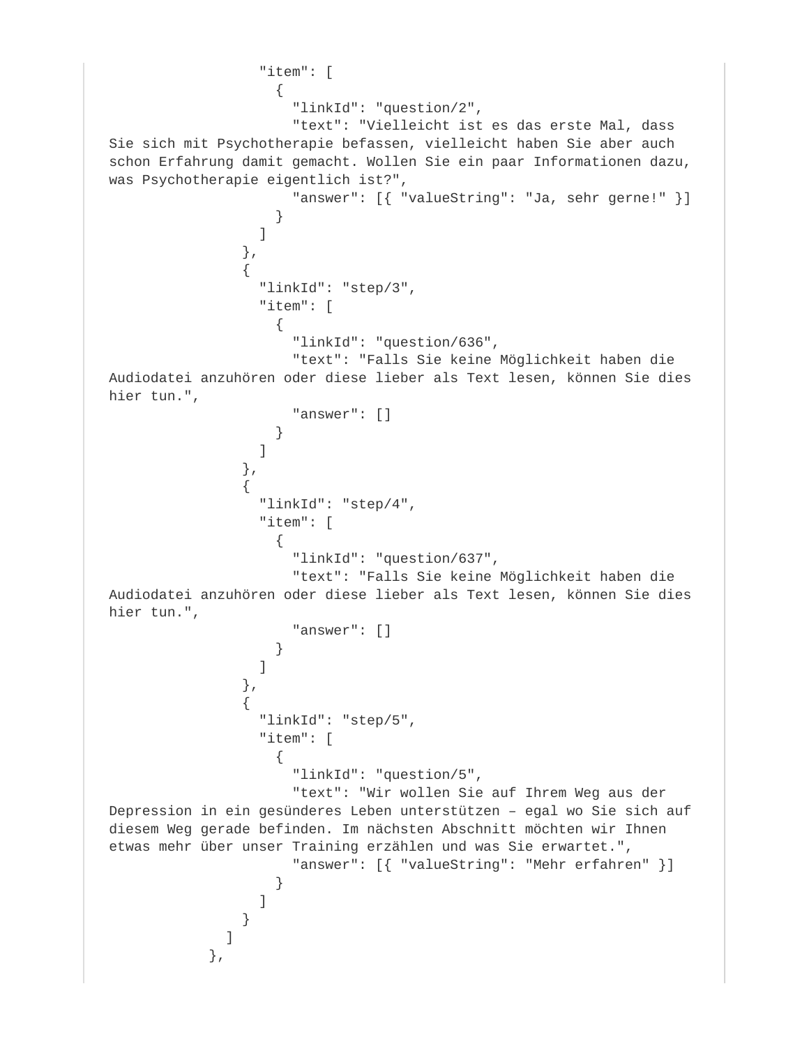```
                  "item": [
                    {
                      "linkId": "question/2",
                      "text": "Vielleicht ist es das erste Mal, dass Sie sich mit Psychotherapie befassen, vielleicht haben Sie aber auch schon Erfahrung damit gemacht. Wollen Sie ein paar Informationen dazu, was Psychotherapie eigentlich ist?",
                      "answer": [{ "valueString": "Ja, sehr gerne!" }]
                    }
                  ]
                },
                {
                  "linkId": "step/3",
                  "item": [
                    {
                      "linkId": "question/636",
                      "text": "Falls Sie keine Möglichkeit haben die Audiodatei anzuhören oder diese lieber als Text lesen, können Sie dies hier tun.",
                      "answer": []
                    }
                  ]
                },
                {
                  "linkId": "step/4",
                  "item": [
                    {
                      "linkId": "question/637",
                      "text": "Falls Sie keine Möglichkeit haben die Audiodatei anzuhören oder diese lieber als Text lesen, können Sie dies hier tun.",
                      "answer": []
                    }
                  ]
                },
                {
                  "linkId": "step/5",
                  "item": [
                    {
                      "linkId": "question/5",
                      "text": "Wir wollen Sie auf Ihrem Weg aus der Depression in ein gesünderes Leben unterstützen – egal wo Sie sich auf diesem Weg gerade befinden. Im nächsten Abschnitt möchten wir Ihnen etwas mehr über unser Training erzählen und was Sie erwartet.",
                      "answer": [{ "valueString": "Mehr erfahren" }]
                    }
                  ]
                }
              ]
            },
```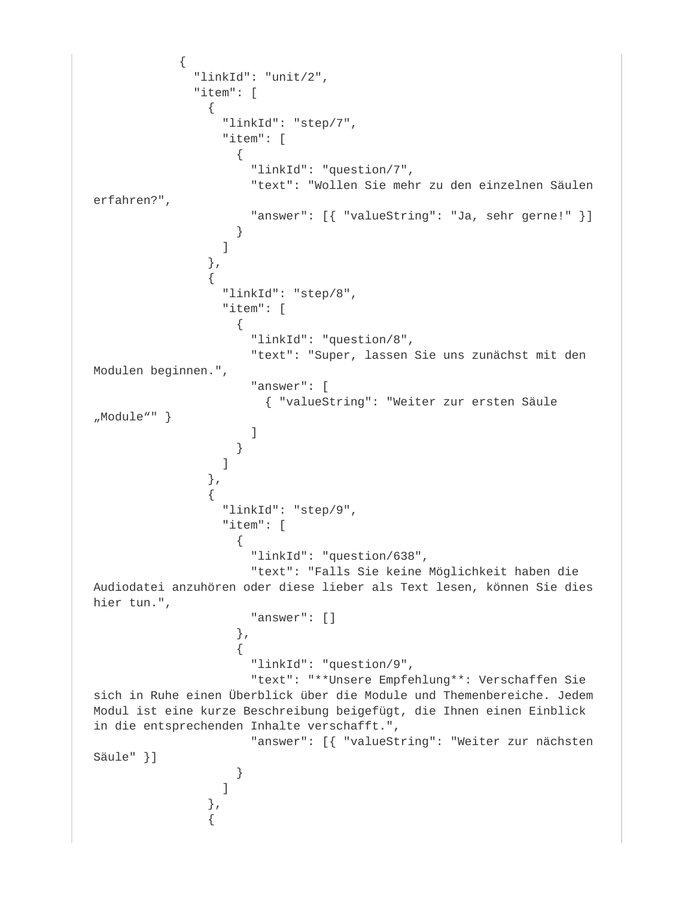```
            {
              "linkId": "unit/2",
              "item": [
                {
                  "linkId": "step/7",
                  "item": [
                    {
                      "linkId": "question/7",
                      "text": "Wollen Sie mehr zu den einzelnen Säulen erfahren?",
                      "answer": [{ "valueString": "Ja, sehr gerne!" }]
                    }
                  ]
                },
                {
                  "linkId": "step/8",
                  "item": [
                    {
                      "linkId": "question/8",
                      "text": "Super, lassen Sie uns zunächst mit den Modulen beginnen.",
                      "answer": [
                        { "valueString": "Weiter zur ersten Säule „Module“" }
                      ]
                    }
                  ]
                },
                {
                  "linkId": "step/9",
                  "item": [
                    {
                      "linkId": "question/638",
                      "text": "Falls Sie keine Möglichkeit haben die Audiodatei anzuhören oder diese lieber als Text lesen, können Sie dies hier tun.",
                      "answer": []
                    },
                    {
                      "linkId": "question/9",
                      "text": "**Unsere Empfehlung**: Verschaffen Sie sich in Ruhe einen Überblick über die Module und Themenbereiche. Jedem Modul ist eine kurze Beschreibung beigefügt, die Ihnen einen Einblick in die entsprechenden Inhalte verschafft.",
                      "answer": [{ "valueString": "Weiter zur nächsten Säule" }]
                    }
                  ]
                },
                {
```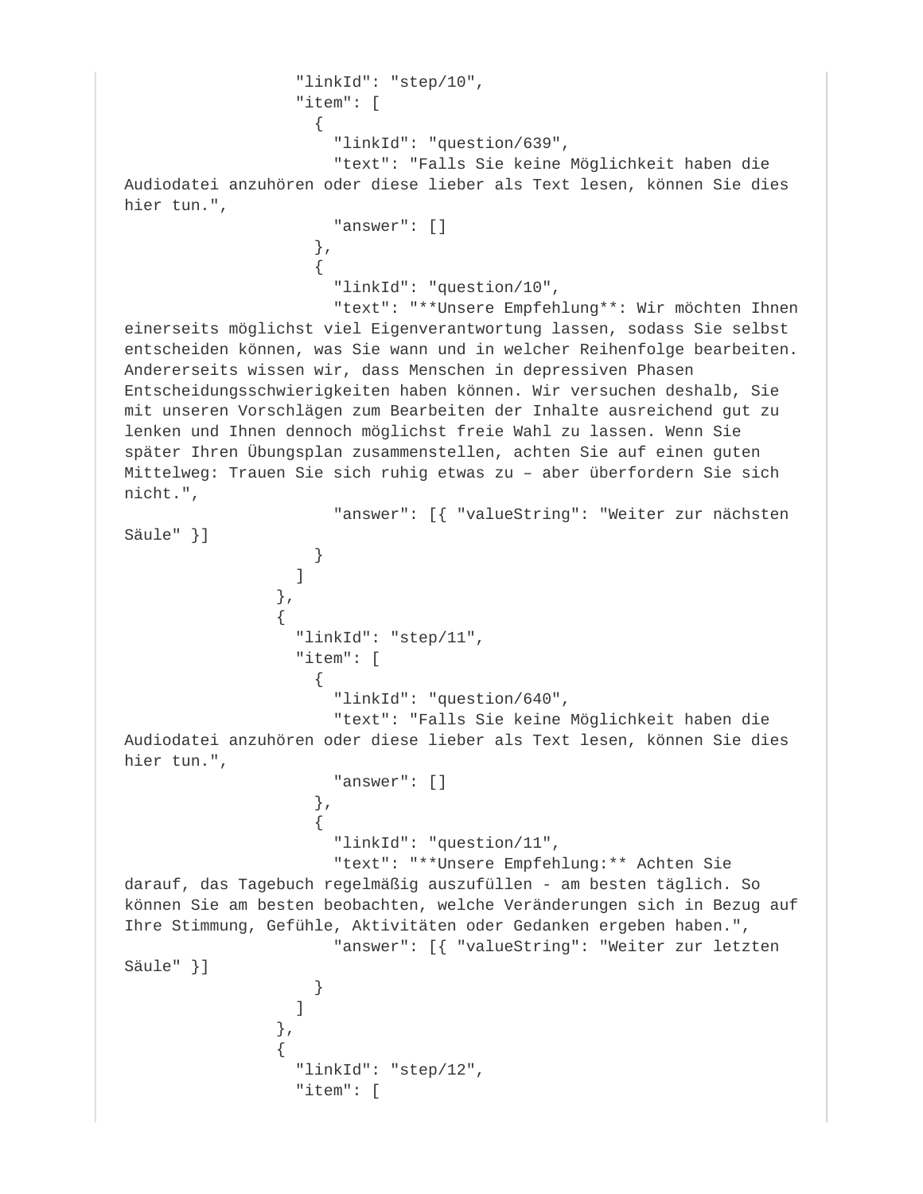```
                "linkId": "step/10",
                "item": [
                  {
                    "linkId": "question/639",
                    "text": "Falls Sie keine Möglichkeit haben die Audiodatei anzuhören oder diese lieber als Text lesen, können Sie dies hier tun.",
                    "answer": []
                  },
                  {
                    "linkId": "question/10",
                    "text": "**Unsere Empfehlung**: Wir möchten Ihnen einerseits möglichst viel Eigenverantwortung lassen, sodass Sie selbst entscheiden können, was Sie wann und in welcher Reihenfolge bearbeiten. Andererseits wissen wir, dass Menschen in depressiven Phasen Entscheidungsschwierigkeiten haben können. Wir versuchen deshalb, Sie mit unseren Vorschlägen zum Bearbeiten der Inhalte ausreichend gut zu lenken und Ihnen dennoch möglichst freie Wahl zu lassen. Wenn Sie später Ihren Übungsplan zusammenstellen, achten Sie auf einen guten Mittelweg: Trauen Sie sich ruhig etwas zu – aber überfordern Sie sich nicht.",
                    "answer": [{ "valueString": "Weiter zur nächsten Säule" }]
                  }
                ]
              },
              {
                "linkId": "step/11",
                "item": [
                  {
                    "linkId": "question/640",
                    "text": "Falls Sie keine Möglichkeit haben die Audiodatei anzuhören oder diese lieber als Text lesen, können Sie dies hier tun.",
                    "answer": []
                  },
                  {
                    "linkId": "question/11",
                    "text": "**Unsere Empfehlung:** Achten Sie darauf, das Tagebuch regelmäßig auszufüllen - am besten täglich. So können Sie am besten beobachten, welche Veränderungen sich in Bezug auf Ihre Stimmung, Gefühle, Aktivitäten oder Gedanken ergeben haben.",
                    "answer": [{ "valueString": "Weiter zur letzten Säule" }]
                  }
                ]
              },
              {
                "linkId": "step/12",
                "item": [
```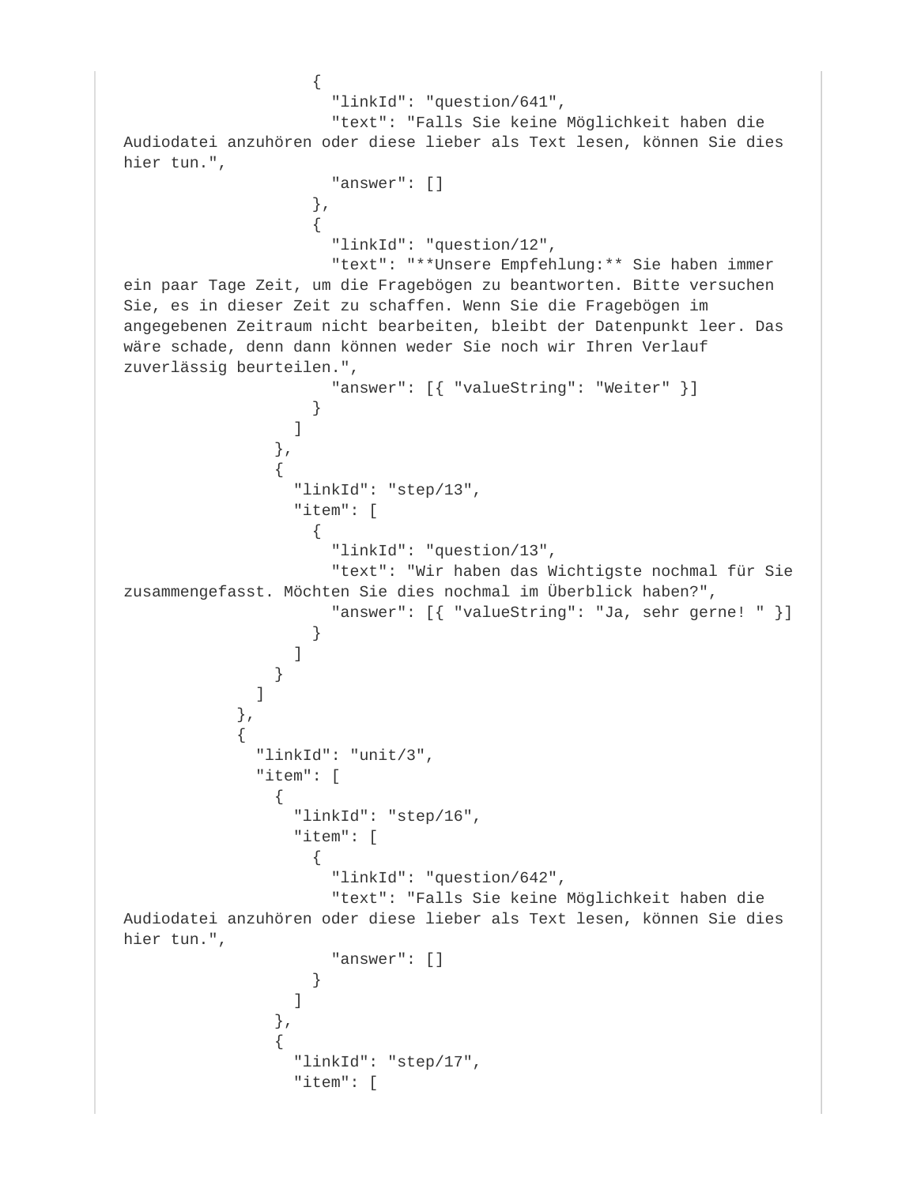```
                {
                  "linkId": "question/641",
                  "text": "Falls Sie keine Möglichkeit haben die Audiodatei anzuhören oder diese lieber als Text lesen, können Sie dies hier tun.",
                  "answer": []
                },
                {
                  "linkId": "question/12",
                  "text": "**Unsere Empfehlung:** Sie haben immer ein paar Tage Zeit, um die Fragebögen zu beantworten. Bitte versuchen Sie, es in dieser Zeit zu schaffen. Wenn Sie die Fragebögen im angegebenen Zeitraum nicht bearbeiten, bleibt der Datenpunkt leer. Das wäre schade, denn dann können weder Sie noch wir Ihren Verlauf zuverlässig beurteilen.",
                  "answer": [{ "valueString": "Weiter" }]
                }
              ]
            },
            {
              "linkId": "step/13",
              "item": [
                {
                  "linkId": "question/13",
                  "text": "Wir haben das Wichtigste nochmal für Sie zusammengefasst. Möchten Sie dies nochmal im Überblick haben?",
                  "answer": [{ "valueString": "Ja, sehr gerne! " }]
                }
              ]
            }
          ]
        },
        {
          "linkId": "unit/3",
          "item": [
            {
              "linkId": "step/16",
              "item": [
                {
                  "linkId": "question/642",
                  "text": "Falls Sie keine Möglichkeit haben die Audiodatei anzuhören oder diese lieber als Text lesen, können Sie dies hier tun.",
                  "answer": []
                }
              ]
            },
            {
              "linkId": "step/17",
              "item": [
```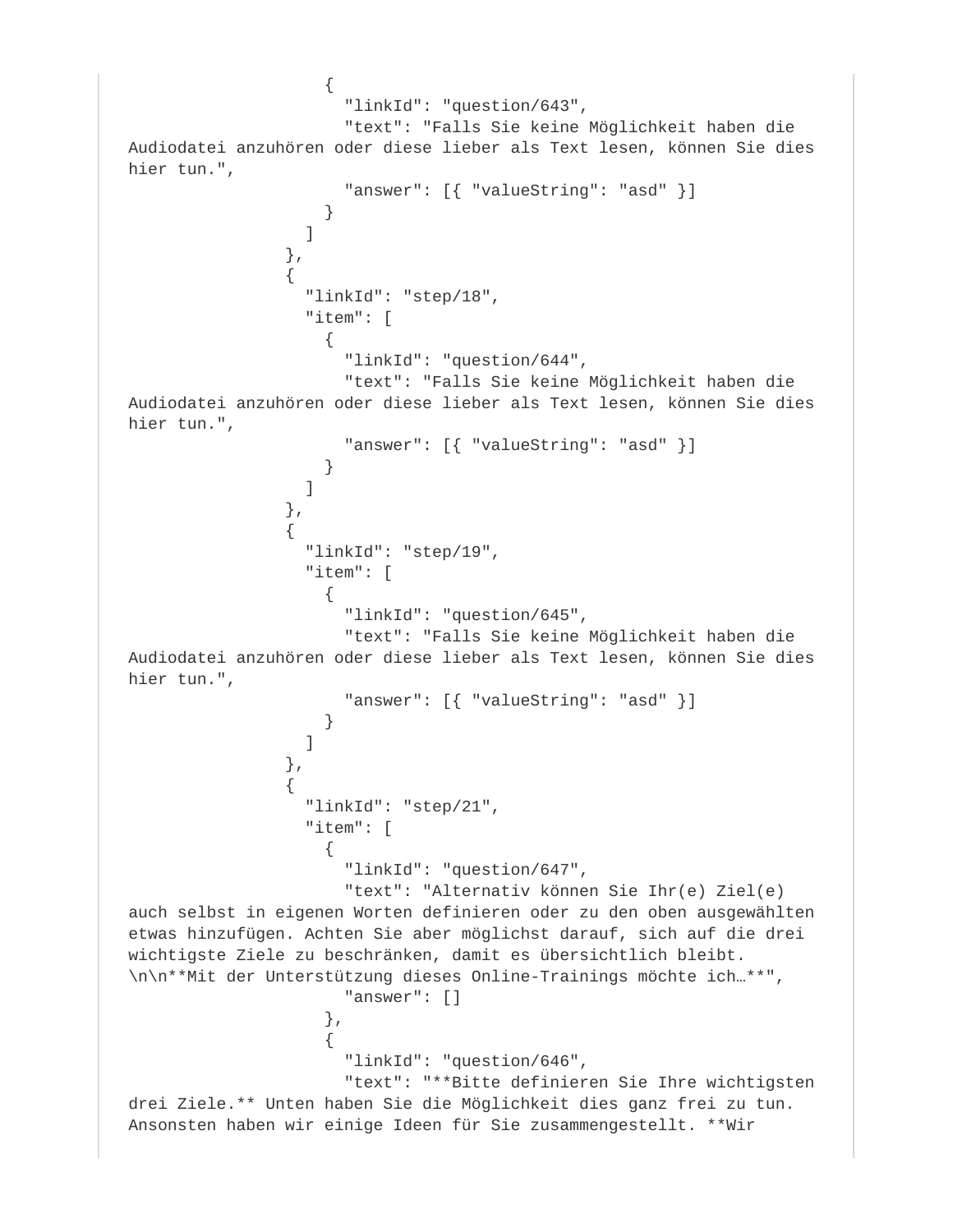```
                  {
                    "linkId": "question/643",
                    "text": "Falls Sie keine Möglichkeit haben die
Audiodatei anzuhören oder diese lieber als Text lesen, können Sie dies
hier tun.",
                    "answer": [{ "valueString": "asd" }]
                  }
                ]
              },
              {
                "linkId": "step/18",
                "item": [
                  {
                    "linkId": "question/644",
                    "text": "Falls Sie keine Möglichkeit haben die
Audiodatei anzuhören oder diese lieber als Text lesen, können Sie dies
hier tun.",
                    "answer": [{ "valueString": "asd" }]
                  }
                ]
              },
              {
                "linkId": "step/19",
                "item": [
                  {
                    "linkId": "question/645",
                    "text": "Falls Sie keine Möglichkeit haben die
Audiodatei anzuhören oder diese lieber als Text lesen, können Sie dies
hier tun.",
                    "answer": [{ "valueString": "asd" }]
                  }
                ]
              },
              {
                "linkId": "step/21",
                "item": [
                  {
                    "linkId": "question/647",
                    "text": "Alternativ können Sie Ihr(e) Ziel(e)
auch selbst in eigenen Worten definieren oder zu den oben ausgewählten
etwas hinzufügen. Achten Sie aber möglichst darauf, sich auf die drei
wichtigste Ziele zu beschränken, damit es übersichtlich bleibt.
\n\n**Mit der Unterstützung dieses Online-Trainings möchte ich…**",
                    "answer": []
                  },
                  {
                    "linkId": "question/646",
                    "text": "**Bitte definieren Sie Ihre wichtigsten
drei Ziele.** Unten haben Sie die Möglichkeit dies ganz frei zu tun.
Ansonsten haben wir einige Ideen für Sie zusammengestellt. **Wir
```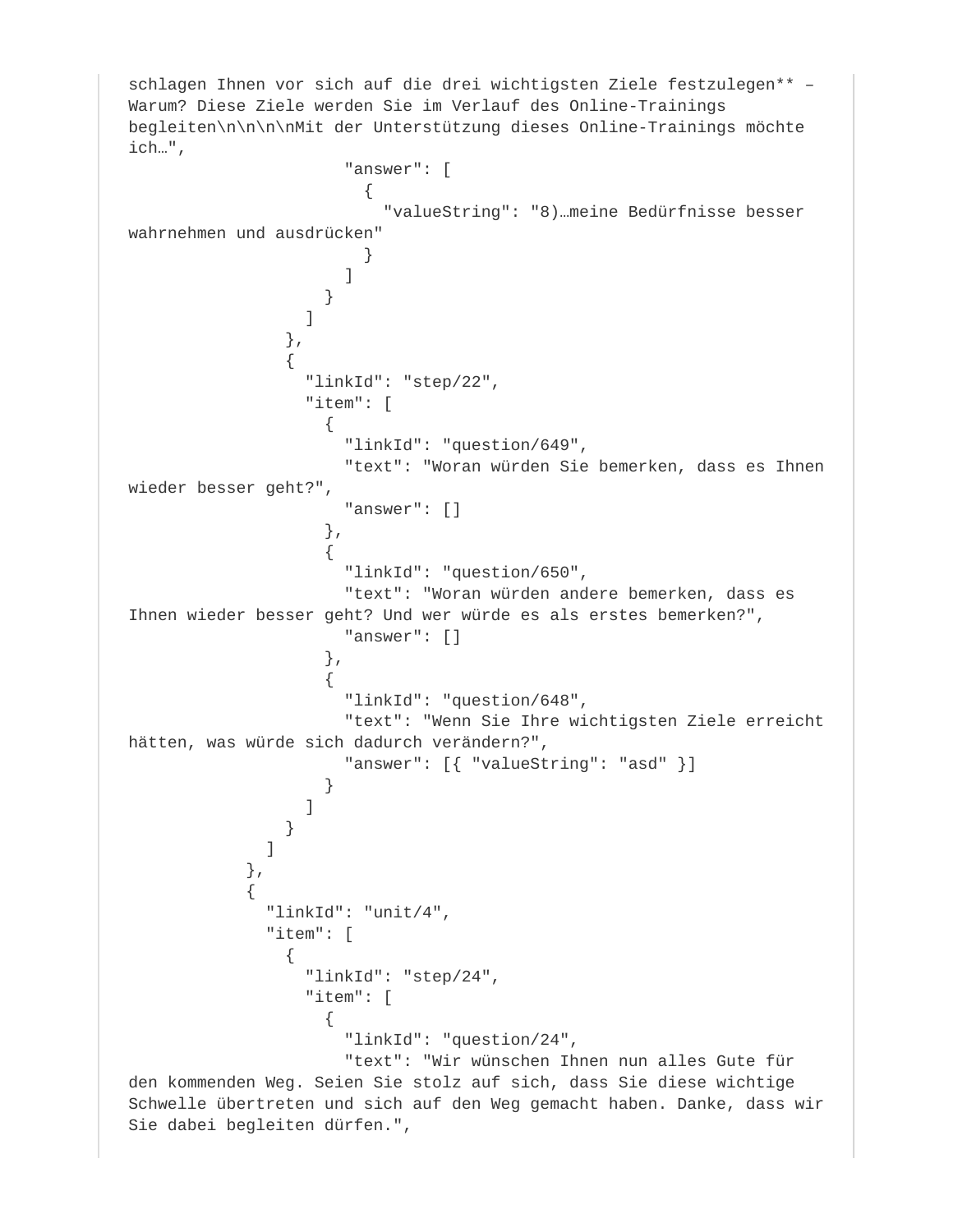```
schlagen Ihnen vor sich auf die drei wichtigsten Ziele festzulegen** –
Warum? Diese Ziele werden Sie im Verlauf des Online-Trainings
begleiten\n\n\n\nMit der Unterstützung dieses Online-Trainings möchte
ich…",
                    "answer": [
                      {
                        "valueString": "8)…meine Bedürfnisse besser
wahrnehmen und ausdrücken"
                      }
                    ]
                  }
                ]
              },
              {
                "linkId": "step/22",
                "item": [
                  {
                    "linkId": "question/649",
                    "text": "Woran würden Sie bemerken, dass es Ihnen
wieder besser geht?",
                    "answer": []
                  },
                  {
                    "linkId": "question/650",
                    "text": "Woran würden andere bemerken, dass es
Ihnen wieder besser geht? Und wer würde es als erstes bemerken?",
                    "answer": []
                  },
                  {
                    "linkId": "question/648",
                    "text": "Wenn Sie Ihre wichtigsten Ziele erreicht
hätten, was würde sich dadurch verändern?",
                    "answer": [{ "valueString": "asd" }]
                  }
                ]
              }
            ]
          },
          {
            "linkId": "unit/4",
            "item": [
              {
                "linkId": "step/24",
                "item": [
                  {
                    "linkId": "question/24",
                    "text": "Wir wünschen Ihnen nun alles Gute für
den kommenden Weg. Seien Sie stolz auf sich, dass Sie diese wichtige
Schwelle übertreten und sich auf den Weg gemacht haben. Danke, dass wir
Sie dabei begleiten dürfen.",
```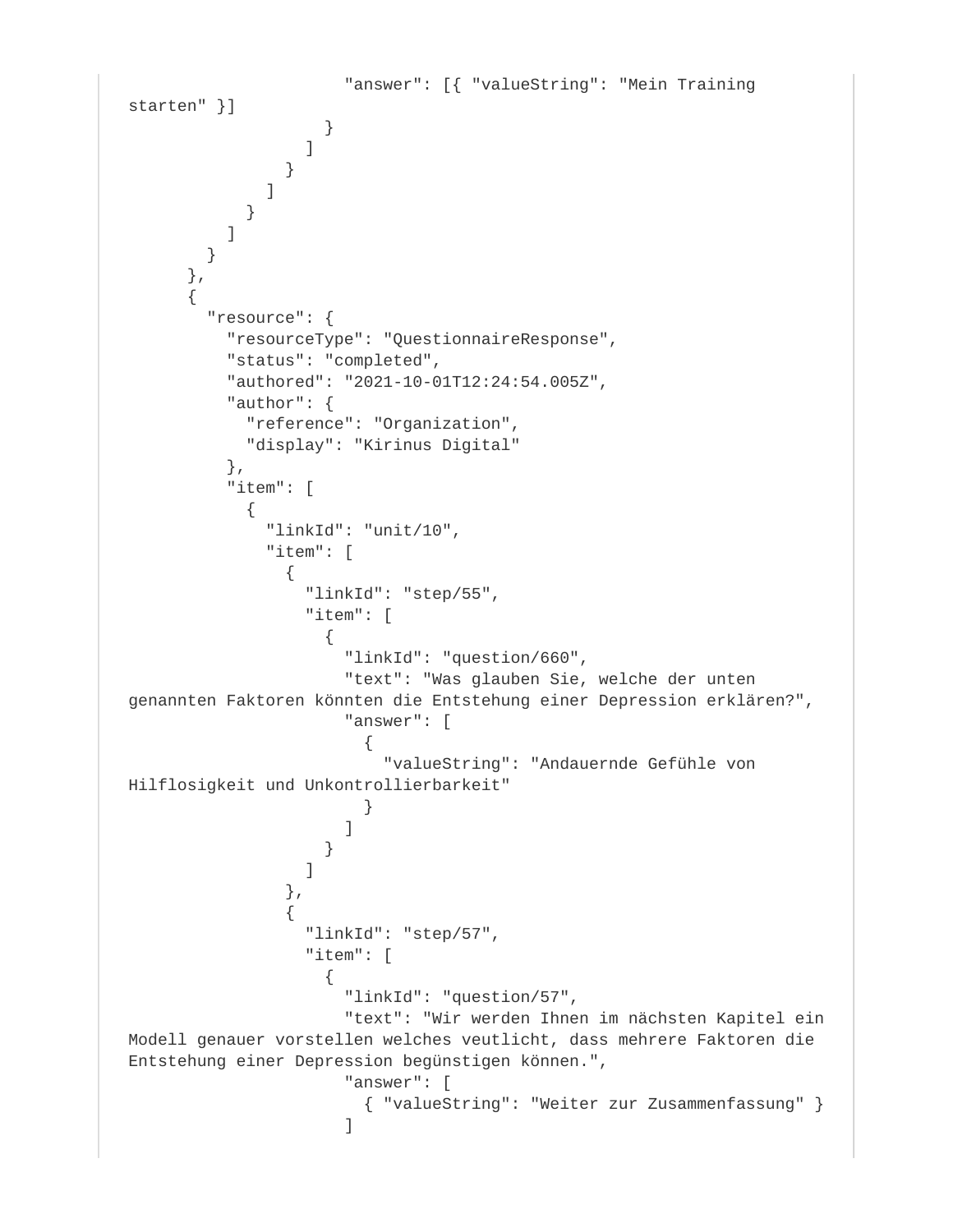```
                    "answer": [{ "valueString": "Mein Training starten" }]
                  }
                ]
              }
            ]
          }
        ]
      }
    },
    {
      "resource": {
        "resourceType": "QuestionnaireResponse",
        "status": "completed",
        "authored": "2021-10-01T12:24:54.005Z",
        "author": {
          "reference": "Organization",
          "display": "Kirinus Digital"
        },
        "item": [
          {
            "linkId": "unit/10",
            "item": [
              {
                "linkId": "step/55",
                "item": [
                  {
                    "linkId": "question/660",
                    "text": "Was glauben Sie, welche der unten genannten Faktoren könnten die Entstehung einer Depression erklären?",
                    "answer": [
                      {
                        "valueString": "Andauernde Gefühle von Hilflosigkeit und Unkontrollierbarkeit"
                      }
                    ]
                  }
                ]
              },
              {
                "linkId": "step/57",
                "item": [
                  {
                    "linkId": "question/57",
                    "text": "Wir werden Ihnen im nächsten Kapitel ein Modell genauer vorstellen welches veutlicht, dass mehrere Faktoren die Entstehung einer Depression begünstigen können.",
                    "answer": [
                      { "valueString": "Weiter zur Zusammenfassung" }
                    ]
```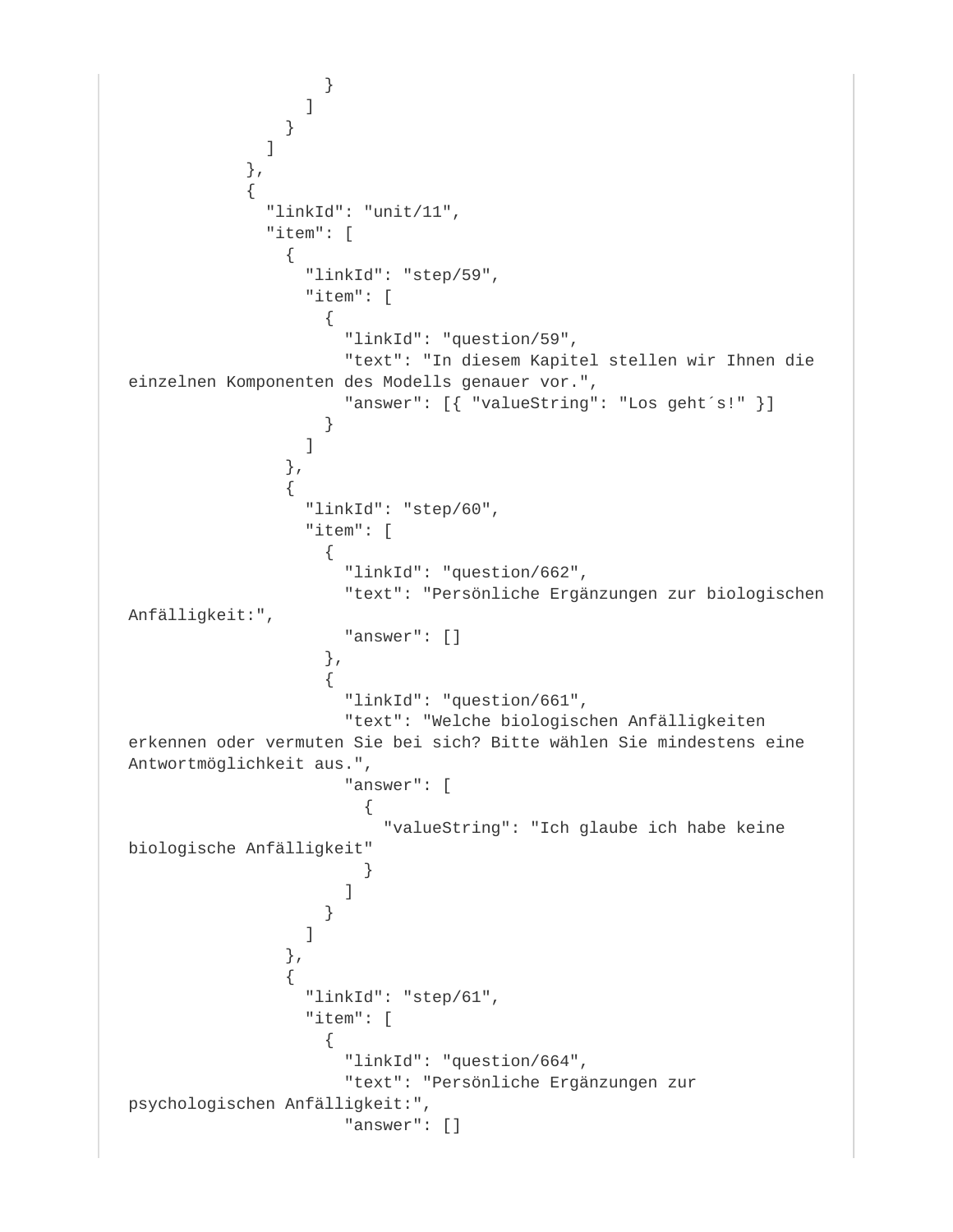```
                    }
                  ]
                }
              ]
            },
            {
              "linkId": "unit/11",
              "item": [
                {
                  "linkId": "step/59",
                  "item": [
                    {
                      "linkId": "question/59",
                      "text": "In diesem Kapitel stellen wir Ihnen die
einzelnen Komponenten des Modells genauer vor.",
                      "answer": [{ "valueString": "Los geht´s!" }]
                    }
                  ]
                },
                {
                  "linkId": "step/60",
                  "item": [
                    {
                      "linkId": "question/662",
                      "text": "Persönliche Ergänzungen zur biologischen
Anfälligkeit:",
                      "answer": []
                    },
                    {
                      "linkId": "question/661",
                      "text": "Welche biologischen Anfälligkeiten
erkennen oder vermuten Sie bei sich? Bitte wählen Sie mindestens eine
Antwortmöglichkeit aus.",
                      "answer": [
                        {
                          "valueString": "Ich glaube ich habe keine
biologische Anfälligkeit"
                        }
                      ]
                    }
                  ]
                },
                {
                  "linkId": "step/61",
                  "item": [
                    {
                      "linkId": "question/664",
                      "text": "Persönliche Ergänzungen zur
psychologischen Anfälligkeit:",
                      "answer": []
```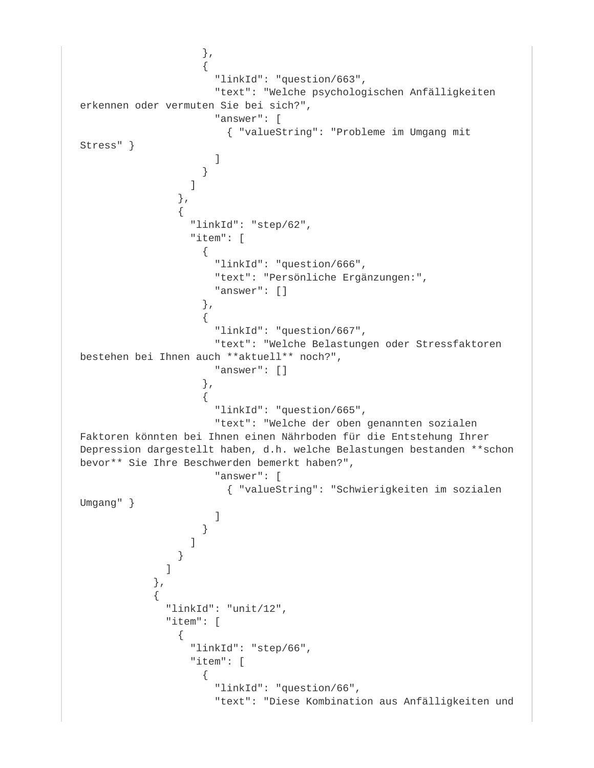```
                  },
                  {
                    "linkId": "question/663",
                    "text": "Welche psychologischen Anfälligkeiten erkennen oder vermuten Sie bei sich?",
                    "answer": [
                      { "valueString": "Probleme im Umgang mit Stress" }
                    ]
                  }
                ]
              },
              {
                "linkId": "step/62",
                "item": [
                  {
                    "linkId": "question/666",
                    "text": "Persönliche Ergänzungen:",
                    "answer": []
                  },
                  {
                    "linkId": "question/667",
                    "text": "Welche Belastungen oder Stressfaktoren bestehen bei Ihnen auch **aktuell** noch?",
                    "answer": []
                  },
                  {
                    "linkId": "question/665",
                    "text": "Welche der oben genannten sozialen Faktoren könnten bei Ihnen einen Nährboden für die Entstehung Ihrer Depression dargestellt haben, d.h. welche Belastungen bestanden **schon bevor** Sie Ihre Beschwerden bemerkt haben?",
                    "answer": [
                      { "valueString": "Schwierigkeiten im sozialen Umgang" }
                    ]
                  }
                ]
              }
            ]
          },
          {
            "linkId": "unit/12",
            "item": [
              {
                "linkId": "step/66",
                "item": [
                  {
                    "linkId": "question/66",
                    "text": "Diese Kombination aus Anfälligkeiten und
```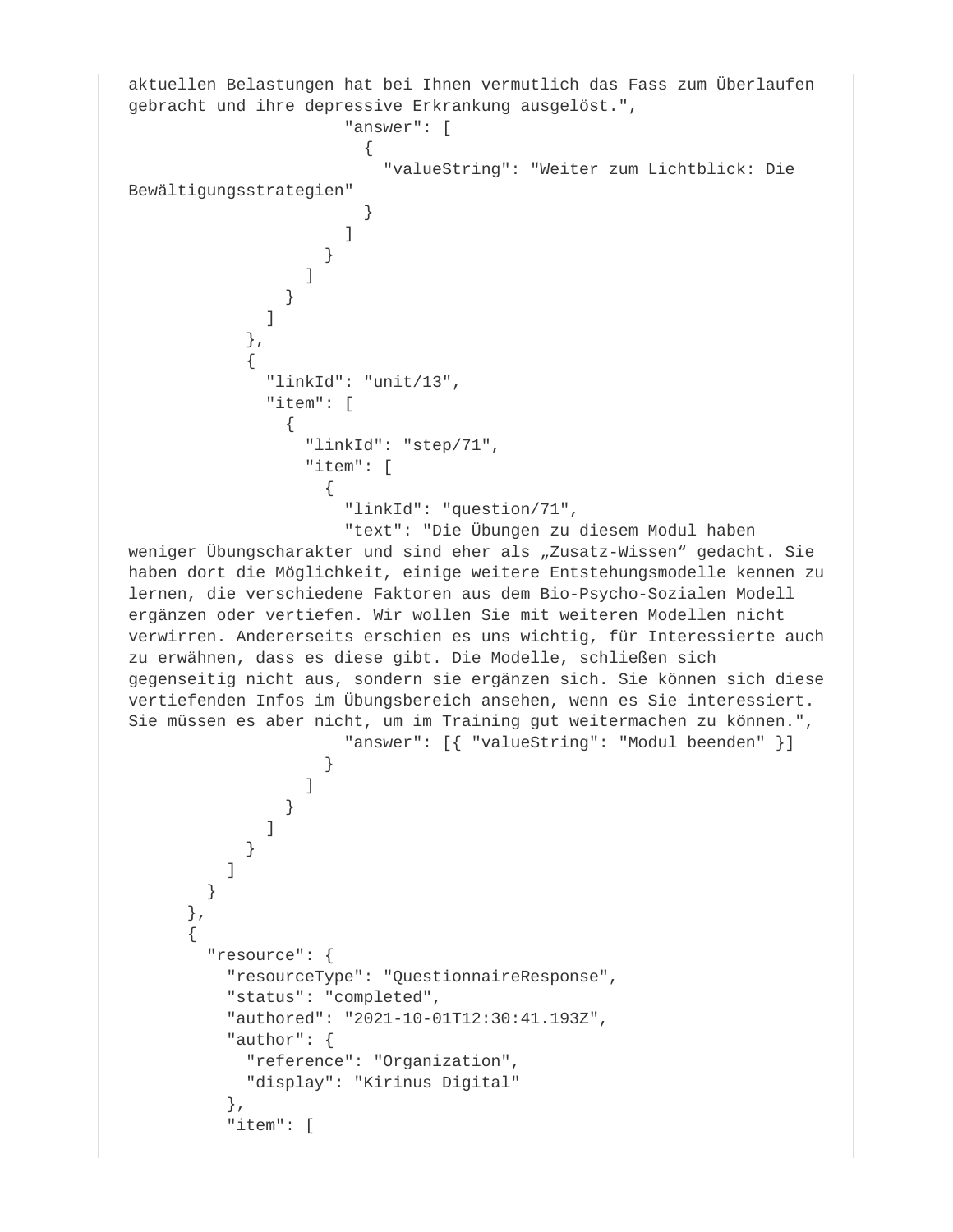```
aktuellen Belastungen hat bei Ihnen vermutlich das Fass zum Überlaufen
gebracht und ihre depressive Erkrankung ausgelöst.",
                    "answer": [
                      {
                        "valueString": "Weiter zum Lichtblick: Die
Bewältigungsstrategien"
                      }
                    ]
                  }
                ]
              }
            ]
          },
          {
            "linkId": "unit/13",
            "item": [
              {
                "linkId": "step/71",
                "item": [
                  {
                    "linkId": "question/71",
                    "text": "Die Übungen zu diesem Modul haben
weniger Übungscharakter und sind eher als „Zusatz-Wissen“ gedacht. Sie
haben dort die Möglichkeit, einige weitere Entstehungsmodelle kennen zu
lernen, die verschiedene Faktoren aus dem Bio-Psycho-Sozialen Modell
ergänzen oder vertiefen. Wir wollen Sie mit weiteren Modellen nicht
verwirren. Andererseits erschien es uns wichtig, für Interessierte auch
zu erwähnen, dass es diese gibt. Die Modelle, schließen sich
gegenseitig nicht aus, sondern sie ergänzen sich. Sie können sich diese
vertiefenden Infos im Übungsbereich ansehen, wenn es Sie interessiert.
Sie müssen es aber nicht, um im Training gut weitermachen zu können.",
                    "answer": [{ "valueString": "Modul beenden" }]
                  }
                ]
              }
            ]
          }
        ]
      }
    },
    {
      "resource": {
        "resourceType": "QuestionnaireResponse",
        "status": "completed",
        "authored": "2021-10-01T12:30:41.193Z",
        "author": {
          "reference": "Organization",
          "display": "Kirinus Digital"
        },
        "item": [
```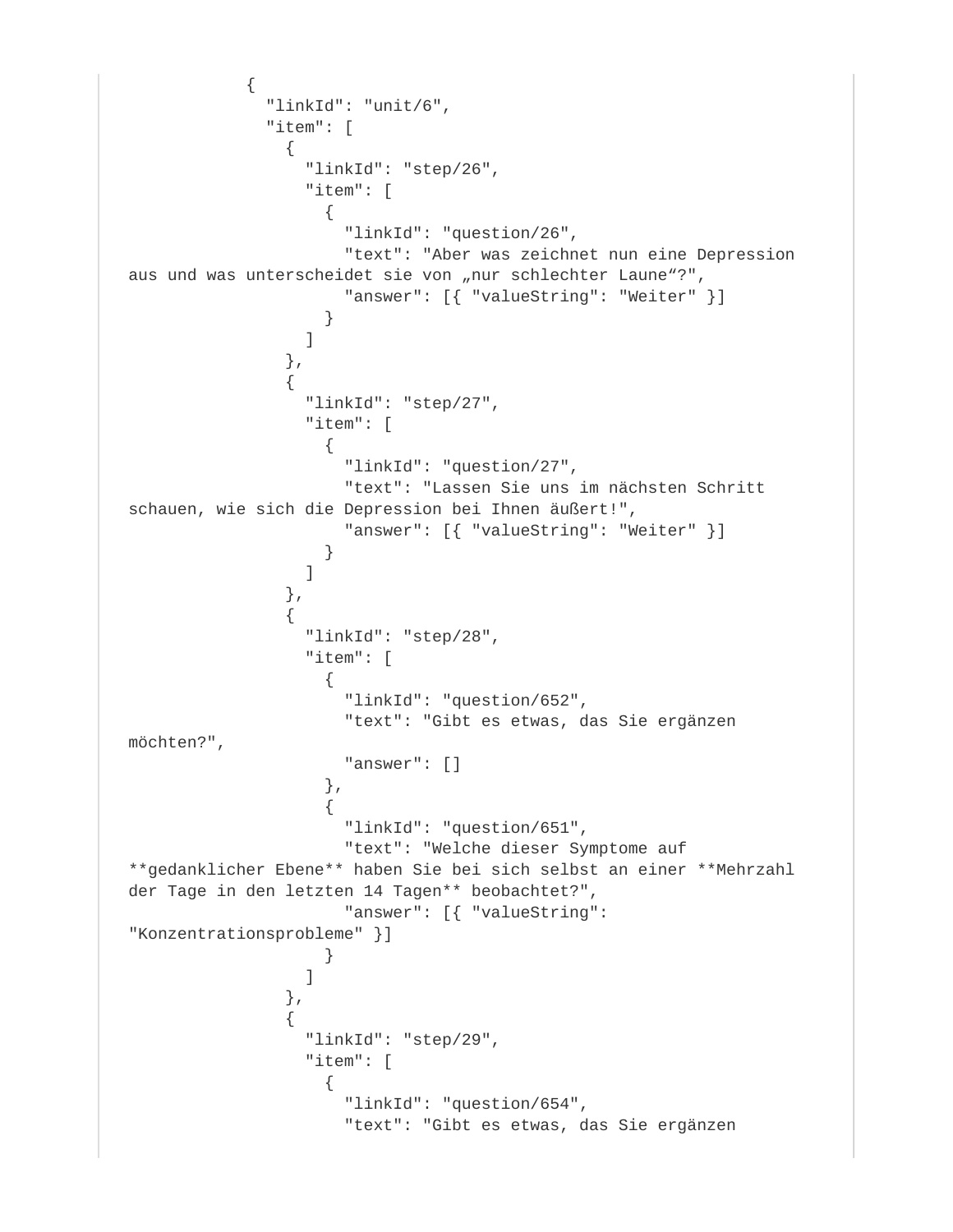```
            {
              "linkId": "unit/6",
              "item": [
                {
                  "linkId": "step/26",
                  "item": [
                    {
                      "linkId": "question/26",
                      "text": "Aber was zeichnet nun eine Depression
aus und was unterscheidet sie von „nur schlechter Laune“?",
                      "answer": [{ "valueString": "Weiter" }]
                    }
                  ]
                },
                {
                  "linkId": "step/27",
                  "item": [
                    {
                      "linkId": "question/27",
                      "text": "Lassen Sie uns im nächsten Schritt
schauen, wie sich die Depression bei Ihnen äußert!",
                      "answer": [{ "valueString": "Weiter" }]
                    }
                  ]
                },
                {
                  "linkId": "step/28",
                  "item": [
                    {
                      "linkId": "question/652",
                      "text": "Gibt es etwas, das Sie ergänzen
möchten?",
                      "answer": []
                    },
                    {
                      "linkId": "question/651",
                      "text": "Welche dieser Symptome auf
**gedanklicher Ebene** haben Sie bei sich selbst an einer **Mehrzahl
der Tage in den letzten 14 Tagen** beobachtet?",
                      "answer": [{ "valueString":
"Konzentrationsprobleme" }]
                    }
                  ]
                },
                {
                  "linkId": "step/29",
                  "item": [
                    {
                      "linkId": "question/654",
                      "text": "Gibt es etwas, das Sie ergänzen
```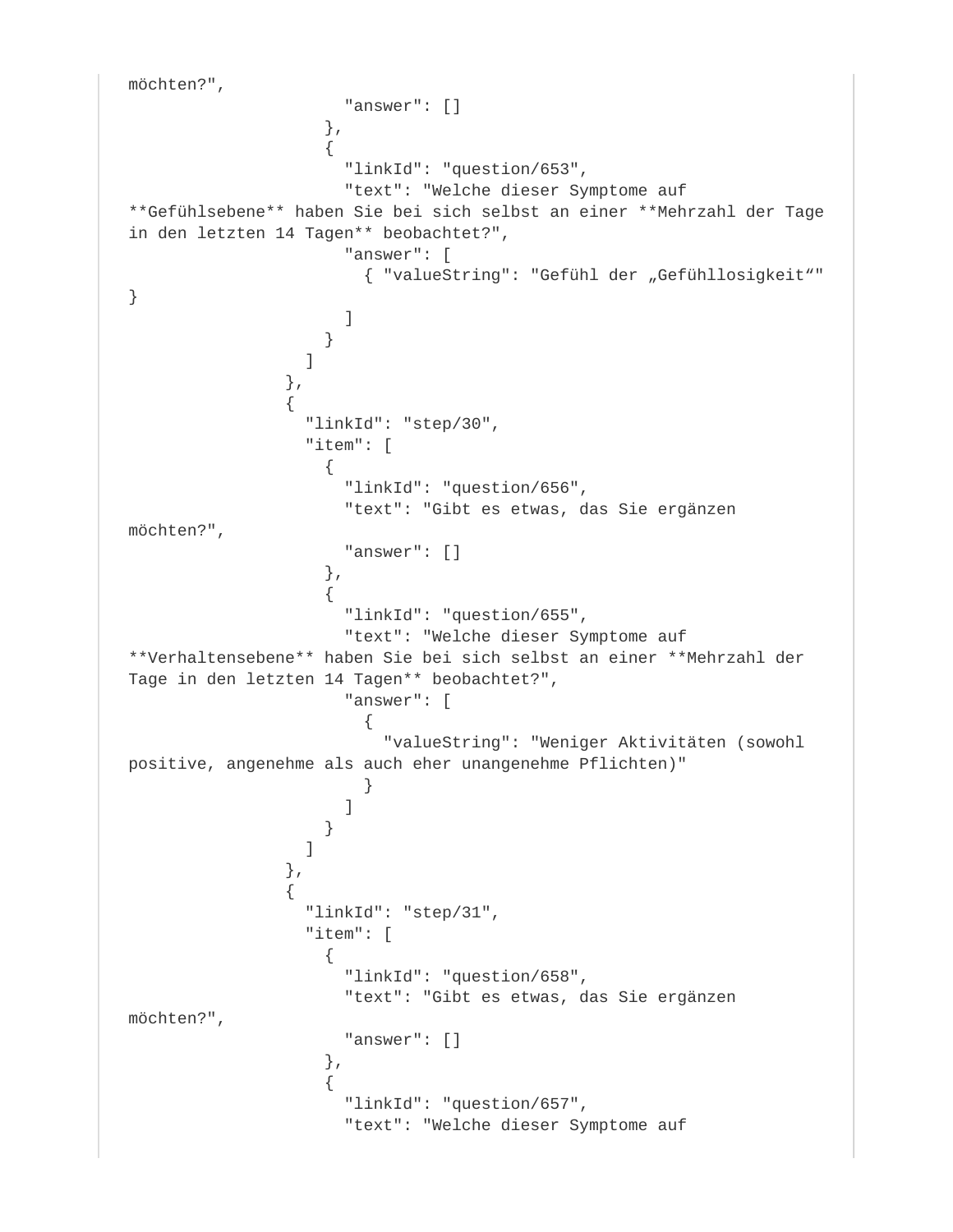```
möchten?",
                    "answer": []
                  },
                  {
                    "linkId": "question/653",
                    "text": "Welche dieser Symptome auf
**Gefühlsebene** haben Sie bei sich selbst an einer **Mehrzahl der Tage
in den letzten 14 Tagen** beobachtet?",
                    "answer": [
                      { "valueString": "Gefühl der „Gefühllosigkeit“"
}
                    ]
                  }
                ]
              },
              {
                "linkId": "step/30",
                "item": [
                  {
                    "linkId": "question/656",
                    "text": "Gibt es etwas, das Sie ergänzen
möchten?",
                    "answer": []
                  },
                  {
                    "linkId": "question/655",
                    "text": "Welche dieser Symptome auf
**Verhaltensebene** haben Sie bei sich selbst an einer **Mehrzahl der
Tage in den letzten 14 Tagen** beobachtet?",
                    "answer": [
                      {
                        "valueString": "Weniger Aktivitäten (sowohl
positive, angenehme als auch eher unangenehme Pflichten)"
                      }
                    ]
                  }
                ]
              },
              {
                "linkId": "step/31",
                "item": [
                  {
                    "linkId": "question/658",
                    "text": "Gibt es etwas, das Sie ergänzen
möchten?",
                    "answer": []
                  },
                  {
                    "linkId": "question/657",
                    "text": "Welche dieser Symptome auf
```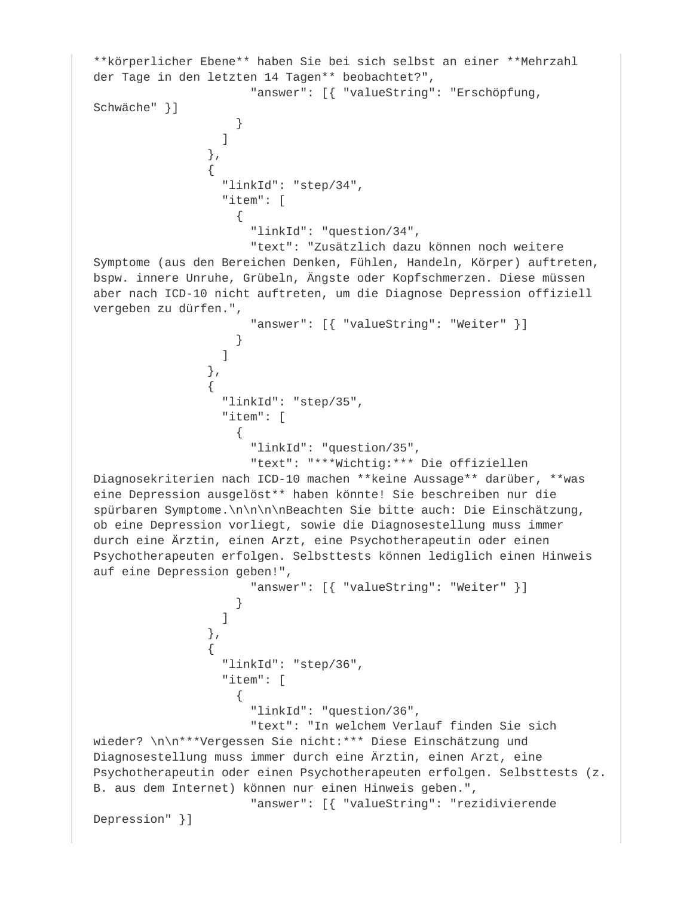```
**körperlicher Ebene** haben Sie bei sich selbst an einer **Mehrzahl
der Tage in den letzten 14 Tagen** beobachtet?",
                      "answer": [{ "valueString": "Erschöpfung,
Schwäche" }]
                    }
                  ]
                },
                {
                  "linkId": "step/34",
                  "item": [
                    {
                      "linkId": "question/34",
                      "text": "Zusätzlich dazu können noch weitere
Symptome (aus den Bereichen Denken, Fühlen, Handeln, Körper) auftreten,
bspw. innere Unruhe, Grübeln, Ängste oder Kopfschmerzen. Diese müssen
aber nach ICD-10 nicht auftreten, um die Diagnose Depression offiziell
vergeben zu dürfen.",
                      "answer": [{ "valueString": "Weiter" }]
                    }
                  ]
                },
                {
                  "linkId": "step/35",
                  "item": [
                    {
                      "linkId": "question/35",
                      "text": "***Wichtig:*** Die offiziellen
Diagnosekriterien nach ICD-10 machen **keine Aussage** darüber, **was
eine Depression ausgelöst** haben könnte! Sie beschreiben nur die
spürbaren Symptome.\n\n\n\nBeachten Sie bitte auch: Die Einschätzung,
ob eine Depression vorliegt, sowie die Diagnosestellung muss immer
durch eine Ärztin, einen Arzt, eine Psychotherapeutin oder einen
Psychotherapeuten erfolgen. Selbsttests können lediglich einen Hinweis
auf eine Depression geben!",
                      "answer": [{ "valueString": "Weiter" }]
                    }
                  ]
                },
                {
                  "linkId": "step/36",
                  "item": [
                    {
                      "linkId": "question/36",
                      "text": "In welchem Verlauf finden Sie sich
wieder? \n\n***Vergessen Sie nicht:*** Diese Einschätzung und
Diagnosestellung muss immer durch eine Ärztin, einen Arzt, eine
Psychotherapeutin oder einen Psychotherapeuten erfolgen. Selbsttests (z.
B. aus dem Internet) können nur einen Hinweis geben.",
                      "answer": [{ "valueString": "rezidivierende
Depression" }]
```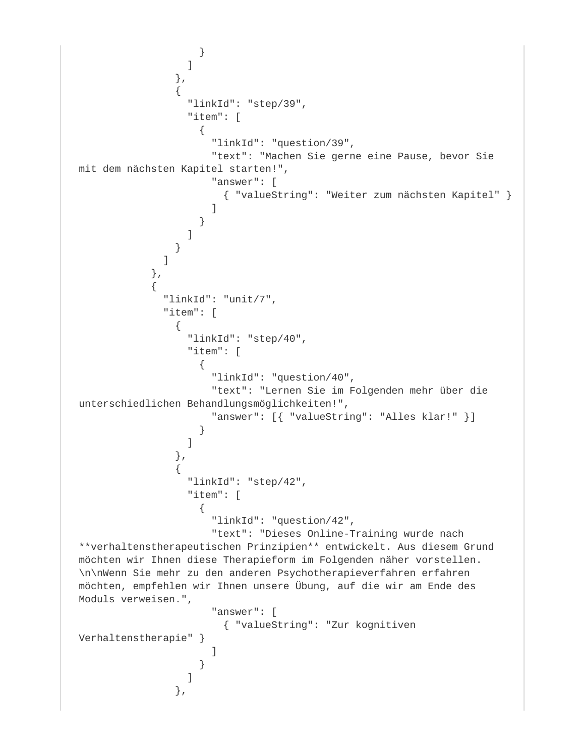```
                }
              ]
            },
            {
              "linkId": "step/39",
              "item": [
                {
                  "linkId": "question/39",
                  "text": "Machen Sie gerne eine Pause, bevor Sie
mit dem nächsten Kapitel starten!",
                  "answer": [
                    { "valueString": "Weiter zum nächsten Kapitel" }
                  ]
                }
              ]
            }
          ]
        },
        {
          "linkId": "unit/7",
          "item": [
            {
              "linkId": "step/40",
              "item": [
                {
                  "linkId": "question/40",
                  "text": "Lernen Sie im Folgenden mehr über die
unterschiedlichen Behandlungsmöglichkeiten!",
                  "answer": [{ "valueString": "Alles klar!" }]
                }
              ]
            },
            {
              "linkId": "step/42",
              "item": [
                {
                  "linkId": "question/42",
                  "text": "Dieses Online-Training wurde nach
**verhaltenstherapeutischen Prinzipien** entwickelt. Aus diesem Grund
möchten wir Ihnen diese Therapieform im Folgenden näher vorstellen.
\n\nWenn Sie mehr zu den anderen Psychotherapieverfahren erfahren
möchten, empfehlen wir Ihnen unsere Übung, auf die wir am Ende des
Moduls verweisen.",
                  "answer": [
                    { "valueString": "Zur kognitiven
Verhaltenstherapie" }
                  ]
                }
              ]
            },
```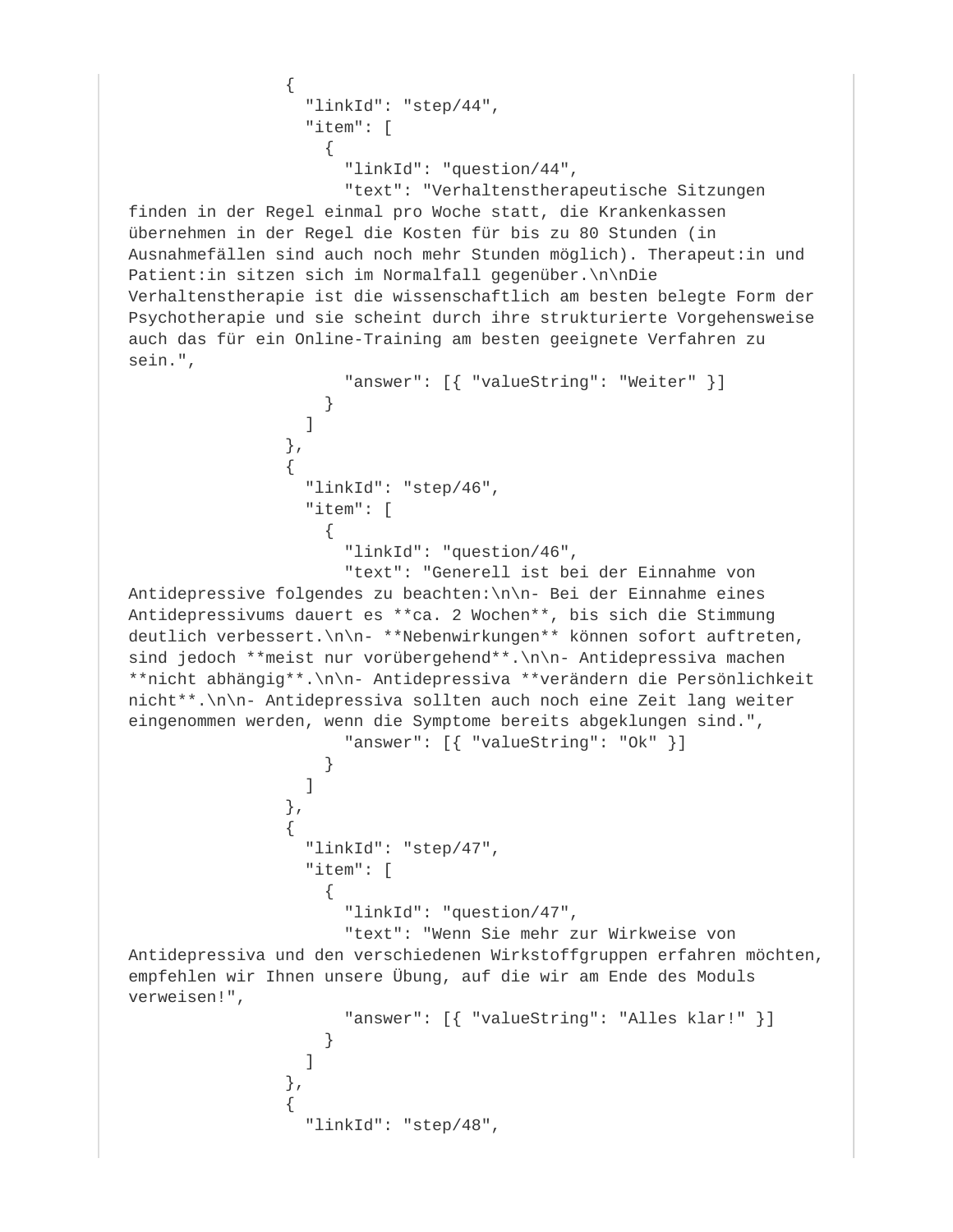```
                {
                  "linkId": "step/44",
                  "item": [
                    {
                      "linkId": "question/44",
                      "text": "Verhaltenstherapeutische Sitzungen finden in der Regel einmal pro Woche statt, die Krankenkassen übernehmen in der Regel die Kosten für bis zu 80 Stunden (in Ausnahmefällen sind auch noch mehr Stunden möglich). Therapeut:in und Patient:in sitzen sich im Normalfall gegenüber.\n\nDie Verhaltenstherapie ist die wissenschaftlich am besten belegte Form der Psychotherapie und sie scheint durch ihre strukturierte Vorgehensweise auch das für ein Online-Training am besten geeignete Verfahren zu sein.",
                      "answer": [{ "valueString": "Weiter" }]
                    }
                  ]
                },
                {
                  "linkId": "step/46",
                  "item": [
                    {
                      "linkId": "question/46",
                      "text": "Generell ist bei der Einnahme von Antidepressive folgendes zu beachten:\n\n- Bei der Einnahme eines Antidepressivums dauert es **ca. 2 Wochen**, bis sich die Stimmung deutlich verbessert.\n\n- **Nebenwirkungen** können sofort auftreten, sind jedoch **meist nur vorübergehend**.\n\n- Antidepressiva machen **nicht abhängig**.\n\n- Antidepressiva **verändern die Persönlichkeit nicht**.\n\n- Antidepressiva sollten auch noch eine Zeit lang weiter eingenommen werden, wenn die Symptome bereits abgeklungen sind.",
                      "answer": [{ "valueString": "Ok" }]
                    }
                  ]
                },
                {
                  "linkId": "step/47",
                  "item": [
                    {
                      "linkId": "question/47",
                      "text": "Wenn Sie mehr zur Wirkweise von Antidepressiva und den verschiedenen Wirkstoffgruppen erfahren möchten, empfehlen wir Ihnen unsere Übung, auf die wir am Ende des Moduls verweisen!",
                      "answer": [{ "valueString": "Alles klar!" }]
                    }
                  ]
                },
                {
                  "linkId": "step/48",
```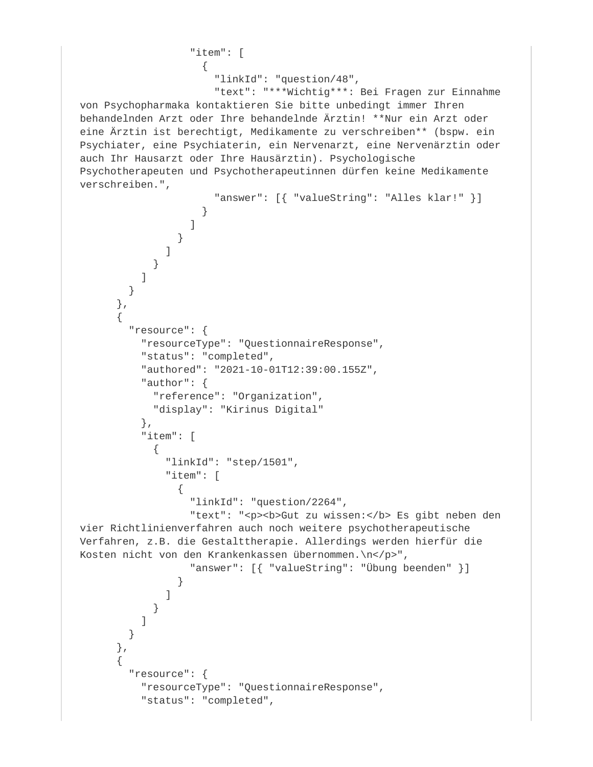```
                  "item": [
                    {
                      "linkId": "question/48",
                      "text": "***Wichtig***: Bei Fragen zur Einnahme von Psychopharmaka kontaktieren Sie bitte unbedingt immer Ihren behandelnlden Arzt oder Ihre behandelnde Ärztin! **Nur ein Arzt oder eine Ärztin ist berechtigt, Medikamente zu verschreiben** (bspw. ein Psychiater, eine Psychiaterin, ein Nervenarzt, eine Nervenärztin oder auch Ihr Hausarzt oder Ihre Hausärztin). Psychologische Psychotherapeuten und Psychotherapeutinnen dürfen keine Medikamente verschreiben.",
                      "answer": [{ "valueString": "Alles klar!" }]
                    }
                  ]
                }
              ]
            }
          ]
        }
      },
      {
        "resource": {
          "resourceType": "QuestionnaireResponse",
          "status": "completed",
          "authored": "2021-10-01T12:39:00.155Z",
          "author": {
            "reference": "Organization",
            "display": "Kirinus Digital"
          },
          "item": [
            {
              "linkId": "step/1501",
              "item": [
                {
                  "linkId": "question/2264",
                  "text": "<p><b>Gut zu wissen:</b> Es gibt neben den vier Richtlinienverfahren auch noch weitere psychotherapeutische Verfahren, z.B. die Gestalttherapie. Allerdings werden hierfür die Kosten nicht von den Krankenkassen übernommen.\n</p>",
                  "answer": [{ "valueString": "Übung beenden" }]
                }
              ]
            }
          ]
        }
      },
      {
        "resource": {
          "resourceType": "QuestionnaireResponse",
          "status": "completed",
```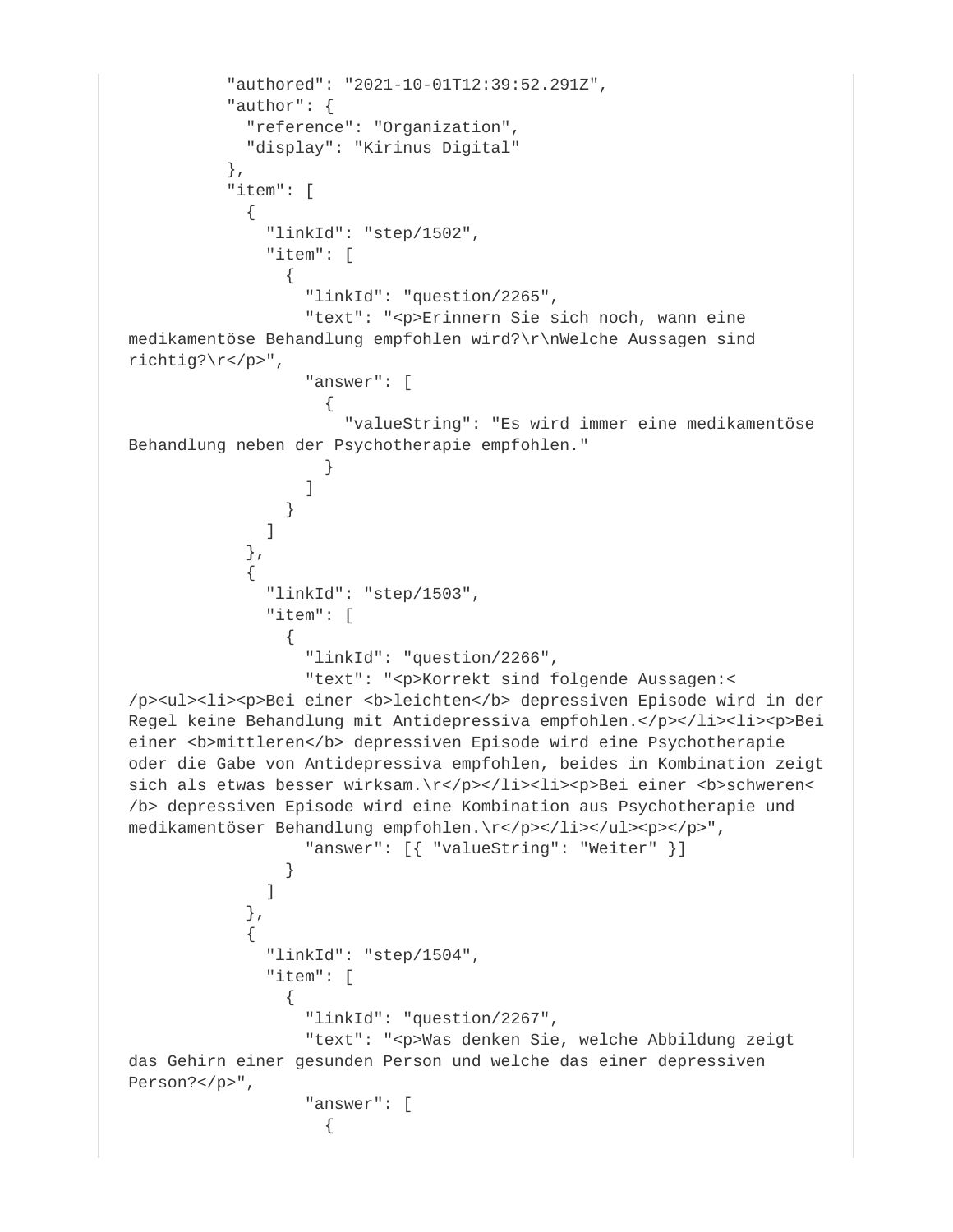```
          "authored": "2021-10-01T12:39:52.291Z",
          "author": {
            "reference": "Organization",
            "display": "Kirinus Digital"
          },
          "item": [
            {
              "linkId": "step/1502",
              "item": [
                {
                  "linkId": "question/2265",
                  "text": "<p>Erinnern Sie sich noch, wann eine medikamentöse Behandlung empfohlen wird?\r\nWelche Aussagen sind richtig?\r</p>",
                  "answer": [
                    {
                      "valueString": "Es wird immer eine medikamentöse Behandlung neben der Psychotherapie empfohlen."
                    }
                  ]
                }
              ]
            },
            {
              "linkId": "step/1503",
              "item": [
                {
                  "linkId": "question/2266",
                  "text": "<p>Korrekt sind folgende Aussagen:</p><ul><li><p>Bei einer <b>leichten</b> depressiven Episode wird in der Regel keine Behandlung mit Antidepressiva empfohlen.</p></li><li><p>Bei einer <b>mittleren</b> depressiven Episode wird eine Psychotherapie oder die Gabe von Antidepressiva empfohlen, beides in Kombination zeigt sich als etwas besser wirksam.\r</p></li><li><p>Bei einer <b>schweren</b> depressiven Episode wird eine Kombination aus Psychotherapie und medikamentöser Behandlung empfohlen.\r</p></li></ul><p></p>",
                  "answer": [{ "valueString": "Weiter" }]
                }
              ]
            },
            {
              "linkId": "step/1504",
              "item": [
                {
                  "linkId": "question/2267",
                  "text": "<p>Was denken Sie, welche Abbildung zeigt das Gehirn einer gesunden Person und welche das einer depressiven Person?</p>",
                  "answer": [
                    {
```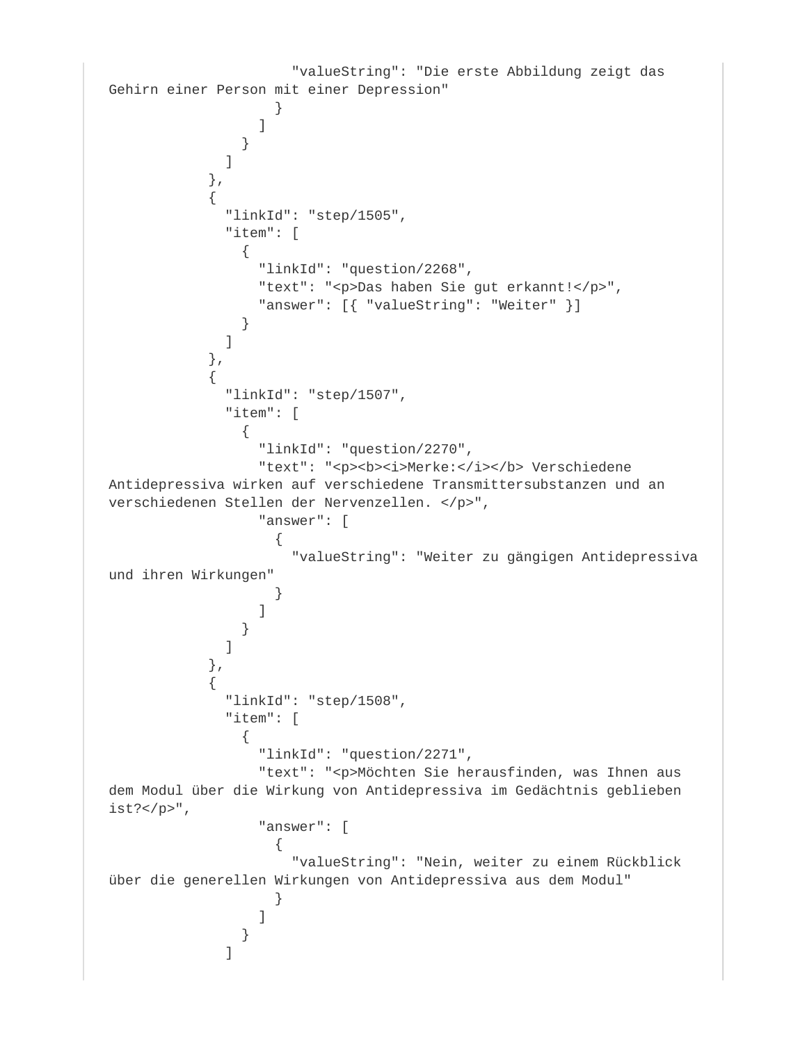```
                    "valueString": "Die erste Abbildung zeigt das
Gehirn einer Person mit einer Depression"
                  }
                ]
              }
            ]
          },
          {
            "linkId": "step/1505",
            "item": [
              {
                "linkId": "question/2268",
                "text": "<p>Das haben Sie gut erkannt!</p>",
                "answer": [{ "valueString": "Weiter" }]
              }
            ]
          },
          {
            "linkId": "step/1507",
            "item": [
              {
                "linkId": "question/2270",
                "text": "<p><b><i>Merke:</i></b> Verschiedene
Antidepressiva wirken auf verschiedene Transmittersubstanzen und an
verschiedenen Stellen der Nervenzellen. </p>",
                "answer": [
                  {
                    "valueString": "Weiter zu gängigen Antidepressiva
und ihren Wirkungen"
                  }
                ]
              }
            ]
          },
          {
            "linkId": "step/1508",
            "item": [
              {
                "linkId": "question/2271",
                "text": "<p>Möchten Sie herausfinden, was Ihnen aus
dem Modul über die Wirkung von Antidepressiva im Gedächtnis geblieben
ist?</p>",
                "answer": [
                  {
                    "valueString": "Nein, weiter zu einem Rückblick
über die generellen Wirkungen von Antidepressiva aus dem Modul"
                  }
                ]
              }
            ]
```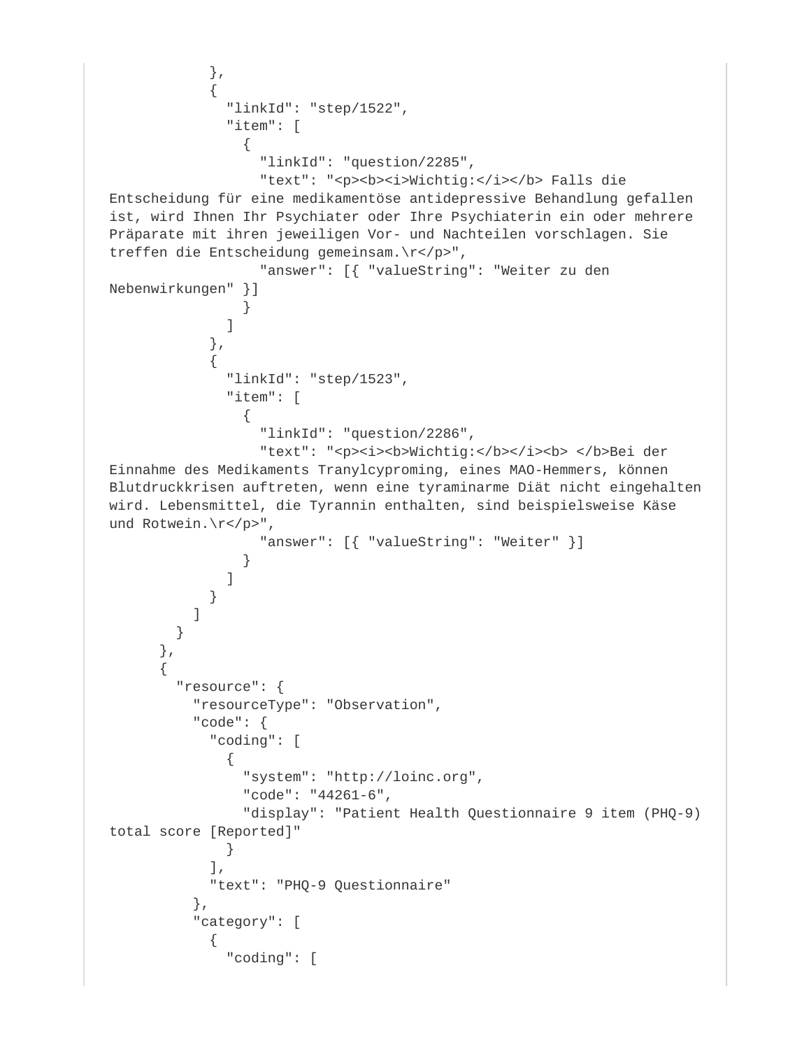```
            },
            {
              "linkId": "step/1522",
              "item": [
                {
                  "linkId": "question/2285",
                  "text": "<p><b><i>Wichtig:</i></b> Falls die
Entscheidung für eine medikamentöse antidepressive Behandlung gefallen
ist, wird Ihnen Ihr Psychiater oder Ihre Psychiaterin ein oder mehrere
Präparate mit ihren jeweiligen Vor- und Nachteilen vorschlagen. Sie
treffen die Entscheidung gemeinsam.\r</p>",
                  "answer": [{ "valueString": "Weiter zu den
Nebenwirkungen" }]
                }
              ]
            },
            {
              "linkId": "step/1523",
              "item": [
                {
                  "linkId": "question/2286",
                  "text": "<p><i><b>Wichtig:</b></i><b> </b>Bei der
Einnahme des Medikaments Tranylcyproming, eines MAO-Hemmers, können
Blutdruckkrisen auftreten, wenn eine tyraminarme Diät nicht eingehalten
wird. Lebensmittel, die Tyrannin enthalten, sind beispielsweise Käse
und Rotwein.\r</p>",
                  "answer": [{ "valueString": "Weiter" }]
                }
              ]
            }
          ]
        }
      },
      {
        "resource": {
          "resourceType": "Observation",
          "code": {
            "coding": [
              {
                "system": "http://loinc.org",
                "code": "44261-6",
                "display": "Patient Health Questionnaire 9 item (PHQ-9)
total score [Reported]"
              }
            ],
            "text": "PHQ-9 Questionnaire"
          },
          "category": [
            {
              "coding": [
```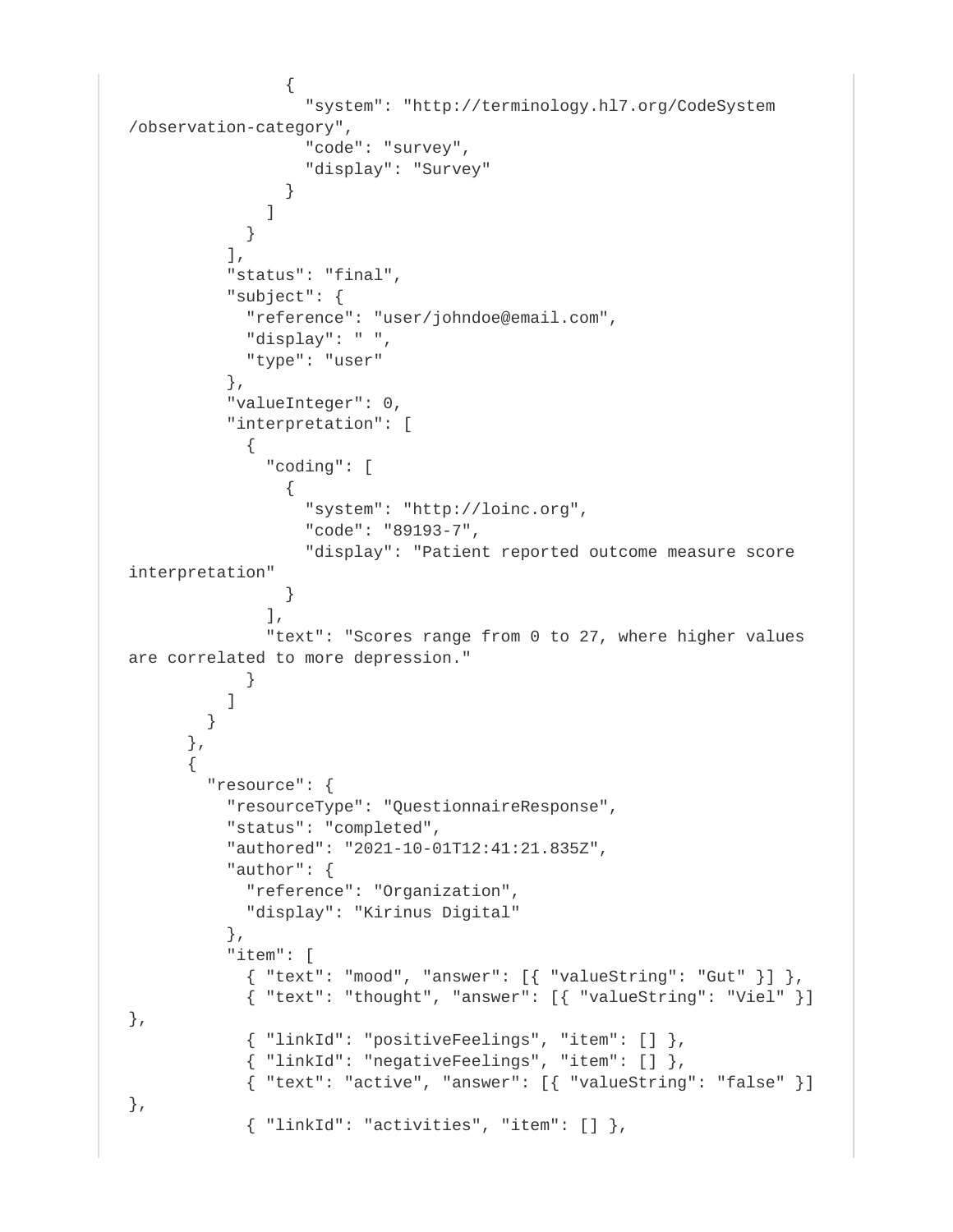```
                {
                  "system": "http://terminology.hl7.org/CodeSystem
/observation-category",
                  "code": "survey",
                  "display": "Survey"
                }
              ]
            }
          ],
          "status": "final",
          "subject": {
            "reference": "user/johndoe@email.com",
            "display": " ",
            "type": "user"
          },
          "valueInteger": 0,
          "interpretation": [
            {
              "coding": [
                {
                  "system": "http://loinc.org",
                  "code": "89193-7",
                  "display": "Patient reported outcome measure score
interpretation"
                }
              ],
              "text": "Scores range from 0 to 27, where higher values
are correlated to more depression."
            }
          ]
        }
      },
      {
        "resource": {
          "resourceType": "QuestionnaireResponse",
          "status": "completed",
          "authored": "2021-10-01T12:41:21.835Z",
          "author": {
            "reference": "Organization",
            "display": "Kirinus Digital"
          },
          "item": [
            { "text": "mood", "answer": [{ "valueString": "Gut" }] },
            { "text": "thought", "answer": [{ "valueString": "Viel" }]
},
            { "linkId": "positiveFeelings", "item": [] },
            { "linkId": "negativeFeelings", "item": [] },
            { "text": "active", "answer": [{ "valueString": "false" }]
},
            { "linkId": "activities", "item": [] },
```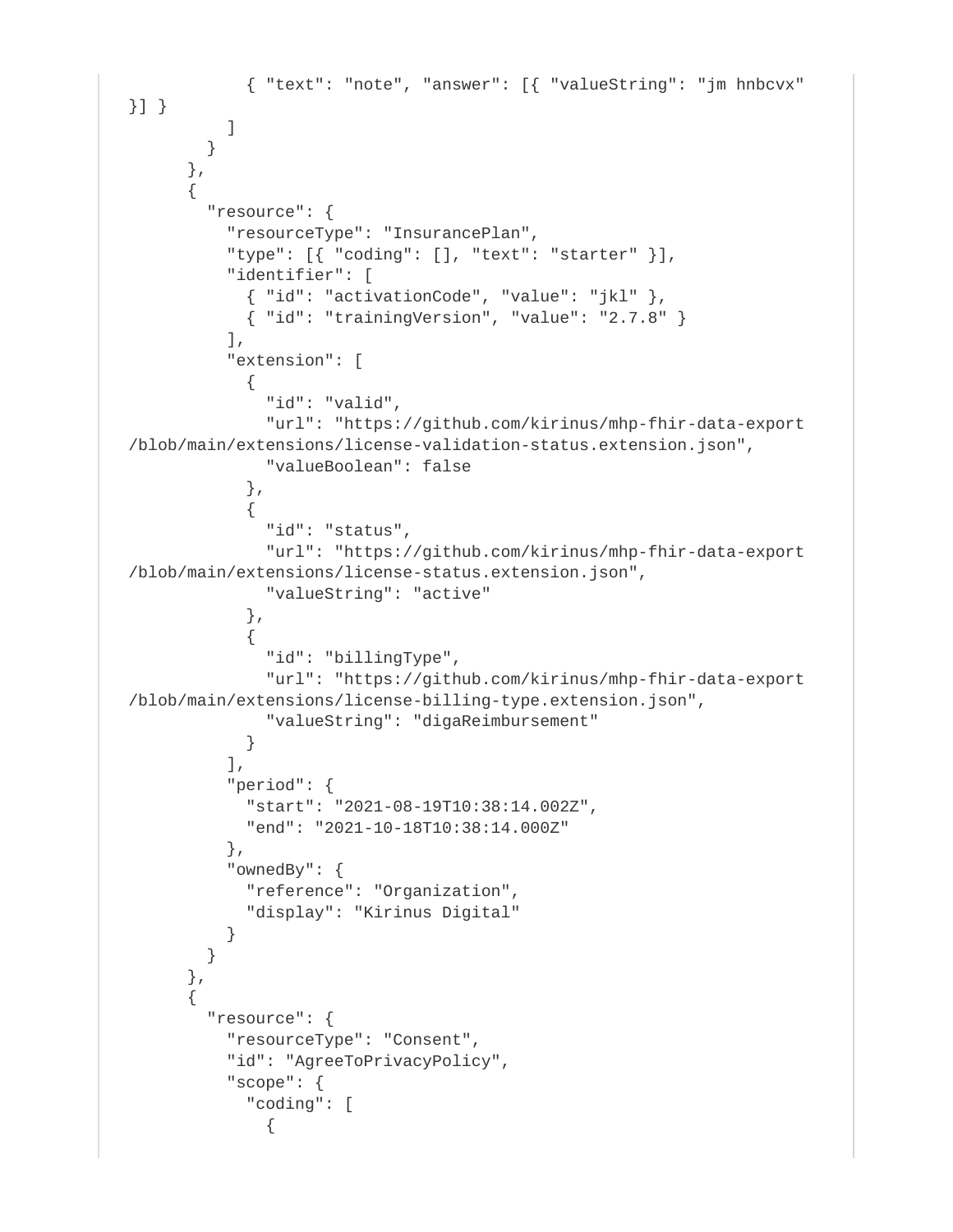```
            { "text": "note", "answer": [{ "valueString": "jm hnbcvx" }] }
          ]
        }
      },
      {
        "resource": {
          "resourceType": "InsurancePlan",
          "type": [{ "coding": [], "text": "starter" }],
          "identifier": [
            { "id": "activationCode", "value": "jkl" },
            { "id": "trainingVersion", "value": "2.7.8" }
          ],
          "extension": [
            {
              "id": "valid",
              "url": "https://github.com/kirinus/mhp-fhir-data-export/blob/main/extensions/license-validation-status.extension.json",
              "valueBoolean": false
            },
            {
              "id": "status",
              "url": "https://github.com/kirinus/mhp-fhir-data-export/blob/main/extensions/license-status.extension.json",
              "valueString": "active"
            },
            {
              "id": "billingType",
              "url": "https://github.com/kirinus/mhp-fhir-data-export/blob/main/extensions/license-billing-type.extension.json",
              "valueString": "digaReimbursement"
            }
          ],
          "period": {
            "start": "2021-08-19T10:38:14.002Z",
            "end": "2021-10-18T10:38:14.000Z"
          },
          "ownedBy": {
            "reference": "Organization",
            "display": "Kirinus Digital"
          }
        }
      },
      {
        "resource": {
          "resourceType": "Consent",
          "id": "AgreeToPrivacyPolicy",
          "scope": {
            "coding": [
              {
```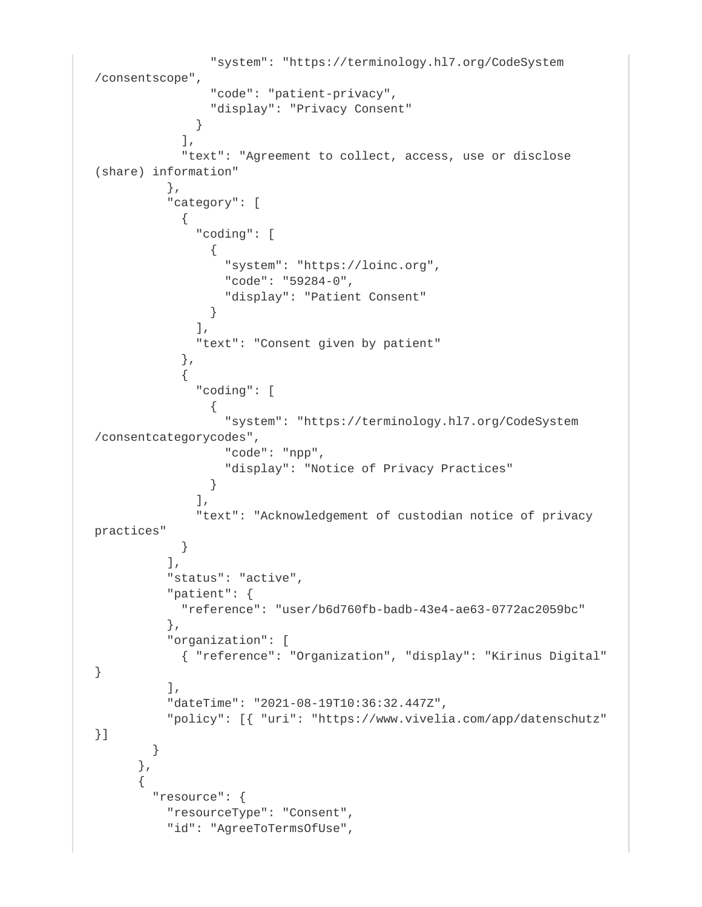```
                "system": "https://terminology.hl7.org/CodeSystem/consentscope",
                "code": "patient-privacy",
                "display": "Privacy Consent"
              }
            ],
            "text": "Agreement to collect, access, use or disclose (share) information"
          },
          "category": [
            {
              "coding": [
                {
                  "system": "https://loinc.org",
                  "code": "59284-0",
                  "display": "Patient Consent"
                }
              ],
              "text": "Consent given by patient"
            },
            {
              "coding": [
                {
                  "system": "https://terminology.hl7.org/CodeSystem/consentcategorycodes",
                  "code": "npp",
                  "display": "Notice of Privacy Practices"
                }
              ],
              "text": "Acknowledgement of custodian notice of privacy practices"
            }
          ],
          "status": "active",
          "patient": {
            "reference": "user/b6d760fb-badb-43e4-ae63-0772ac2059bc"
          },
          "organization": [
            { "reference": "Organization", "display": "Kirinus Digital" }
          ],
          "dateTime": "2021-08-19T10:36:32.447Z",
          "policy": [{ "uri": "https://www.vivelia.com/app/datenschutz" }]
        }
      },
      {
        "resource": {
          "resourceType": "Consent",
          "id": "AgreeToTermsOfUse",
```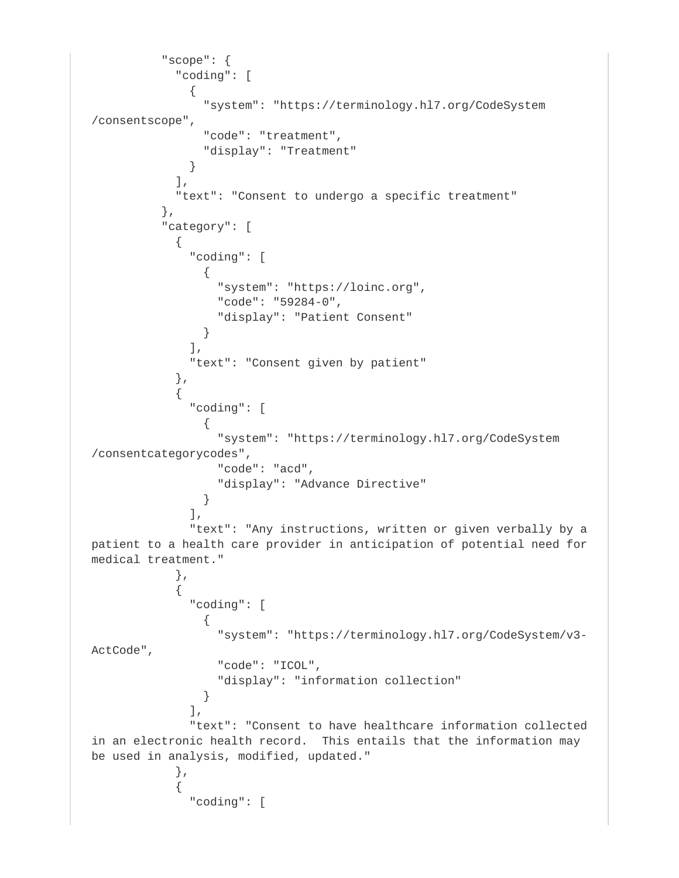```
          "scope": {
            "coding": [
              {
                "system": "https://terminology.hl7.org/CodeSystem
/consentscope",
                "code": "treatment",
                "display": "Treatment"
              }
            ],
            "text": "Consent to undergo a specific treatment"
          },
          "category": [
            {
              "coding": [
                {
                  "system": "https://loinc.org",
                  "code": "59284-0",
                  "display": "Patient Consent"
                }
              ],
              "text": "Consent given by patient"
            },
            {
              "coding": [
                {
                  "system": "https://terminology.hl7.org/CodeSystem
/consentcategorycodes",
                  "code": "acd",
                  "display": "Advance Directive"
                }
              ],
              "text": "Any instructions, written or given verbally by a
patient to a health care provider in anticipation of potential need for
medical treatment."
            },
            {
              "coding": [
                {
                  "system": "https://terminology.hl7.org/CodeSystem/v3-
ActCode",
                  "code": "ICOL",
                  "display": "information collection"
                }
              ],
              "text": "Consent to have healthcare information collected
in an electronic health record.  This entails that the information may
be used in analysis, modified, updated."
            },
            {
              "coding": [
```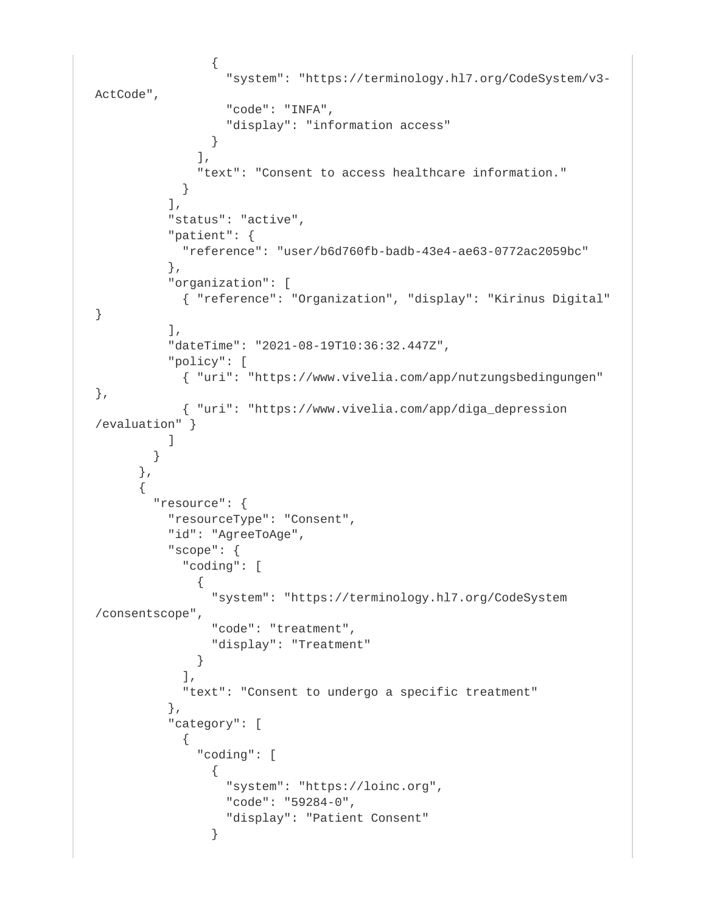```
                {
                  "system": "https://terminology.hl7.org/CodeSystem/v3-
ActCode",
                  "code": "INFA",
                  "display": "information access"
                }
              ],
              "text": "Consent to access healthcare information."
            }
          ],
          "status": "active",
          "patient": {
            "reference": "user/b6d760fb-badb-43e4-ae63-0772ac2059bc"
          },
          "organization": [
            { "reference": "Organization", "display": "Kirinus Digital"
}
          ],
          "dateTime": "2021-08-19T10:36:32.447Z",
          "policy": [
            { "uri": "https://www.vivelia.com/app/nutzungsbedingungen"
},
            { "uri": "https://www.vivelia.com/app/diga_depression
/evaluation" }
          ]
        }
      },
      {
        "resource": {
          "resourceType": "Consent",
          "id": "AgreeToAge",
          "scope": {
            "coding": [
              {
                "system": "https://terminology.hl7.org/CodeSystem
/consentscope",
                "code": "treatment",
                "display": "Treatment"
              }
            ],
            "text": "Consent to undergo a specific treatment"
          },
          "category": [
            {
              "coding": [
                {
                  "system": "https://loinc.org",
                  "code": "59284-0",
                  "display": "Patient Consent"
                }
```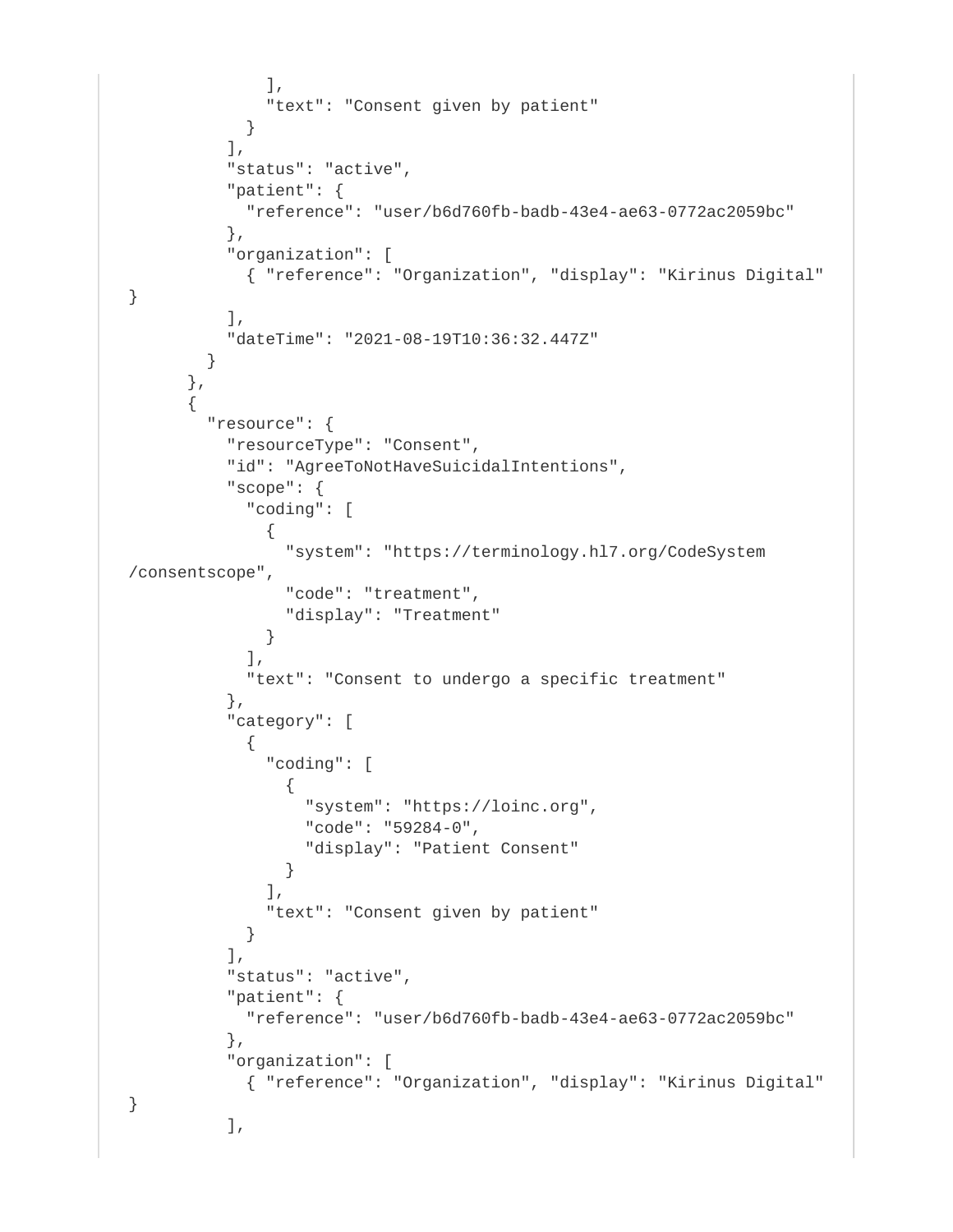```
              ],
              "text": "Consent given by patient"
            }
          ],
          "status": "active",
          "patient": {
            "reference": "user/b6d760fb-badb-43e4-ae63-0772ac2059bc"
          },
          "organization": [
            { "reference": "Organization", "display": "Kirinus Digital"
}
          ],
          "dateTime": "2021-08-19T10:36:32.447Z"
        }
      },
      {
        "resource": {
          "resourceType": "Consent",
          "id": "AgreeToNotHaveSuicidalIntentions",
          "scope": {
            "coding": [
              {
                "system": "https://terminology.hl7.org/CodeSystem
/consentscope",
                "code": "treatment",
                "display": "Treatment"
              }
            ],
            "text": "Consent to undergo a specific treatment"
          },
          "category": [
            {
              "coding": [
                {
                  "system": "https://loinc.org",
                  "code": "59284-0",
                  "display": "Patient Consent"
                }
              ],
              "text": "Consent given by patient"
            }
          ],
          "status": "active",
          "patient": {
            "reference": "user/b6d760fb-badb-43e4-ae63-0772ac2059bc"
          },
          "organization": [
            { "reference": "Organization", "display": "Kirinus Digital"
}
          ],
```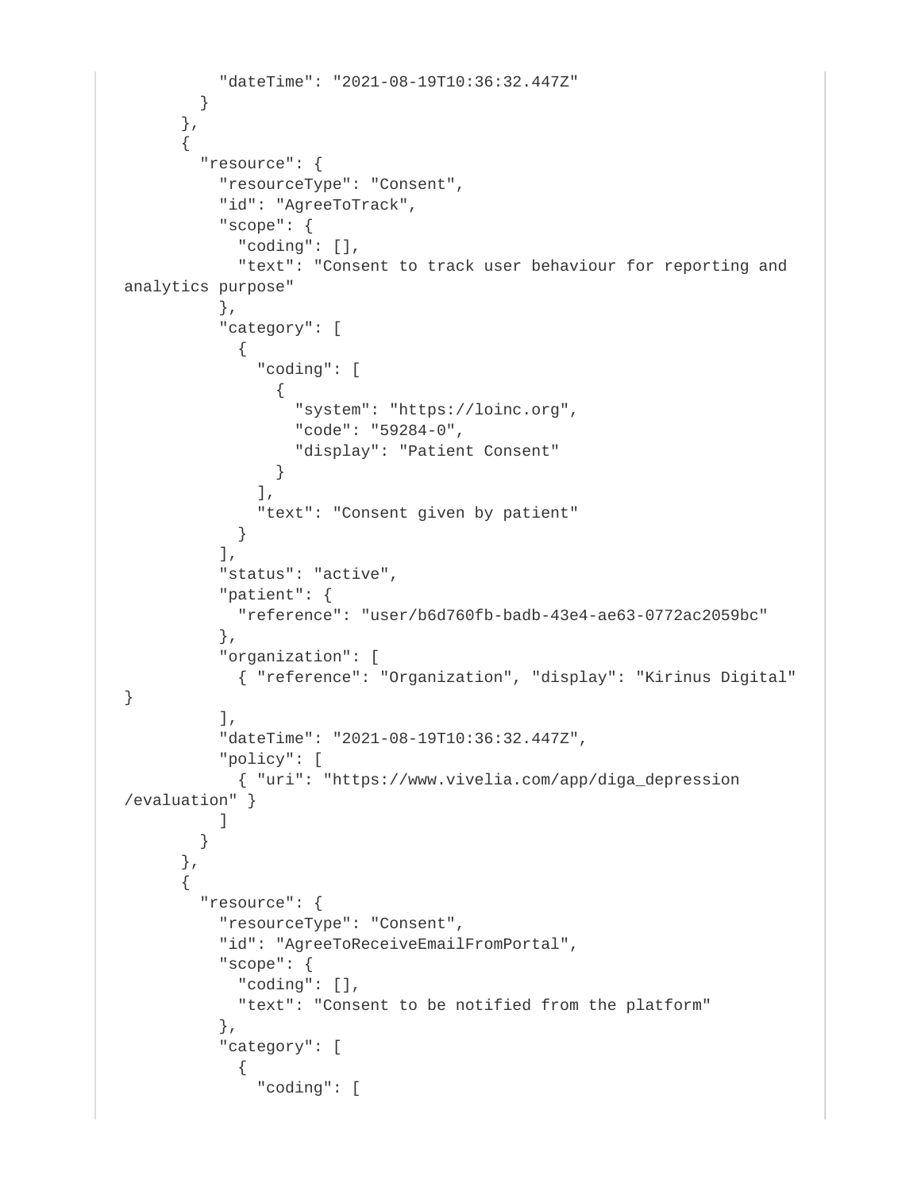```
          "dateTime": "2021-08-19T10:36:32.447Z"
        }
      },
      {
        "resource": {
          "resourceType": "Consent",
          "id": "AgreeToTrack",
          "scope": {
            "coding": [],
            "text": "Consent to track user behaviour for reporting and
analytics purpose"
          },
          "category": [
            {
              "coding": [
                {
                  "system": "https://loinc.org",
                  "code": "59284-0",
                  "display": "Patient Consent"
                }
              ],
              "text": "Consent given by patient"
            }
          ],
          "status": "active",
          "patient": {
            "reference": "user/b6d760fb-badb-43e4-ae63-0772ac2059bc"
          },
          "organization": [
            { "reference": "Organization", "display": "Kirinus Digital"
}
          ],
          "dateTime": "2021-08-19T10:36:32.447Z",
          "policy": [
            { "uri": "https://www.vivelia.com/app/diga_depression
/evaluation" }
          ]
        }
      },
      {
        "resource": {
          "resourceType": "Consent",
          "id": "AgreeToReceiveEmailFromPortal",
          "scope": {
            "coding": [],
            "text": "Consent to be notified from the platform"
          },
          "category": [
            {
              "coding": [
```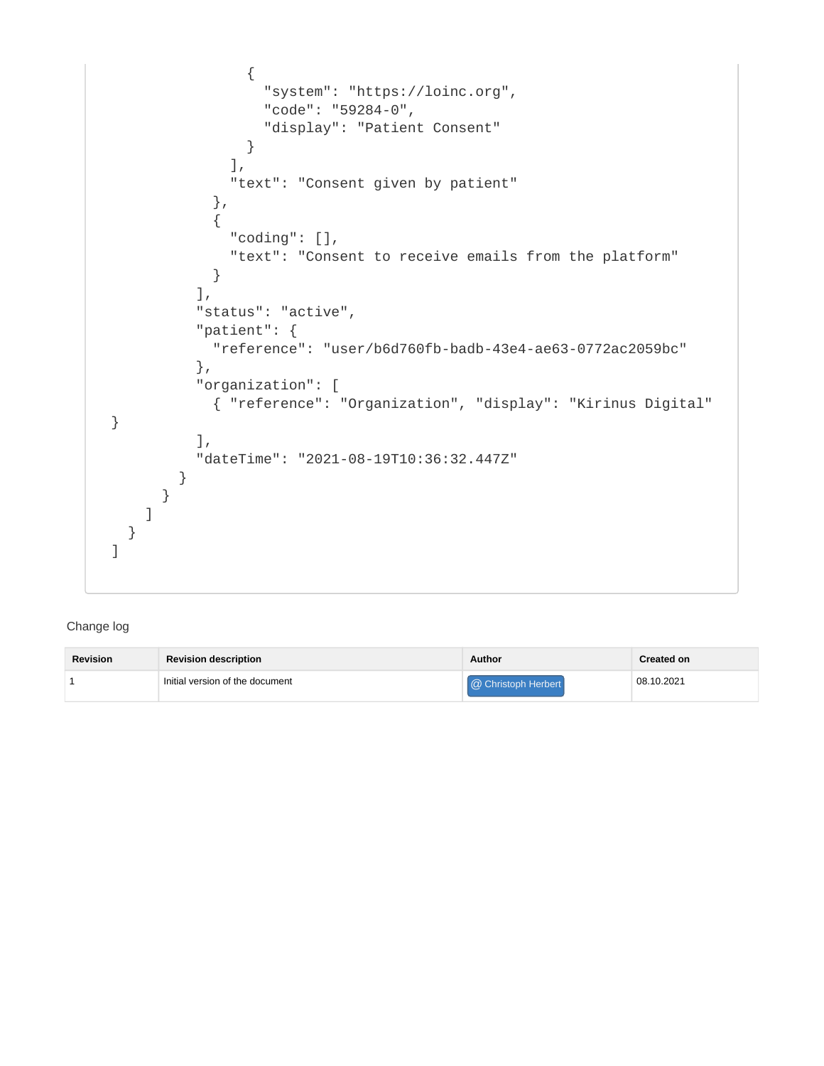```
                {
                  "system": "https://loinc.org",
                  "code": "59284-0",
                  "display": "Patient Consent"
                }
              ],
              "text": "Consent given by patient"
            },
            {
              "coding": [],
              "text": "Consent to receive emails from the platform"
            }
          ],
          "status": "active",
          "patient": {
            "reference": "user/b6d760fb-badb-43e4-ae63-0772ac2059bc"
          },
          "organization": [
            { "reference": "Organization", "display": "Kirinus Digital"
}
          ],
          "dateTime": "2021-08-19T10:36:32.447Z"
        }
      }
    ]
  }
]
```

Change log

| Revision | Revision description | Author | Created on |
|---|---|---|---|
| 1 | Initial version of the document | @ Christoph Herbert | 08.10.2021 |